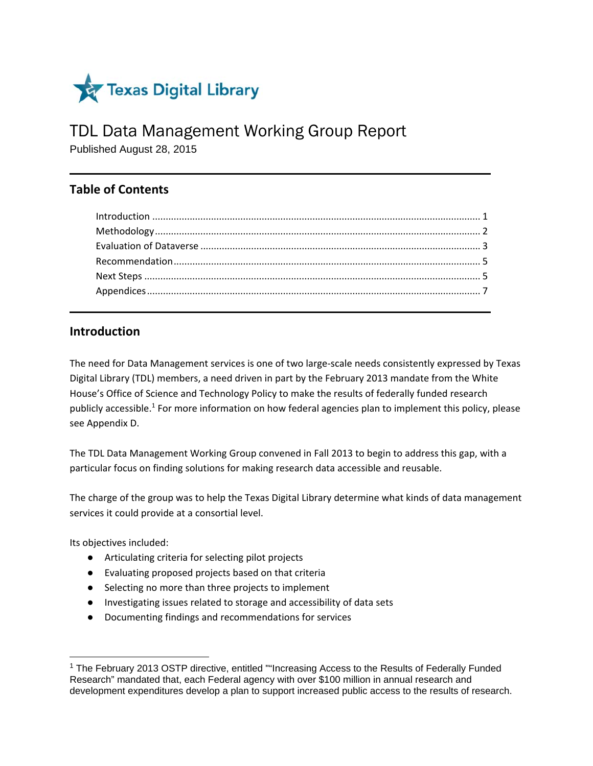Texas Digital Library

# TDL Data Management Working Group Report

Published August 28, 2015

---

## Table of Contents

- Introduction ........................................................................................................................ 1
- Methodology ........................................................................................................................ 2
- Evaluation of Dataverse ...................................................................................................... 3
- Recommendation ................................................................................................................. 5
- Next Steps ............................................................................................................................ 5
- Appendices .......................................................................................................................... 7

---

## Introduction

The need for Data Management services is one of two large-scale needs consistently expressed by Texas Digital Library (TDL) members, a need driven in part by the February 2013 mandate from the White House's Office of Science and Technology Policy to make the results of federally funded research publicly accessible.[1] For more information on how federal agencies plan to implement this policy, please see Appendix D.

The TDL Data Management Working Group convened in Fall 2013 to begin to address this gap, with a particular focus on finding solutions for making research data accessible and reusable.

The charge of the group was to help the Texas Digital Library determine what kinds of data management services it could provide at a consortial level.

Its objectives included:

- Articulating criteria for selecting pilot projects
- Evaluating proposed projects based on that criteria
- Selecting no more than three projects to implement
- Investigating issues related to storage and accessibility of data sets
- Documenting findings and recommendations for services

---

[1] The February 2013 OSTP directive, entitled ""Increasing Access to the Results of Federally Funded Research" mandated that, each Federal agency with over $100 million in annual research and development expenditures develop a plan to support increased public access to the results of research.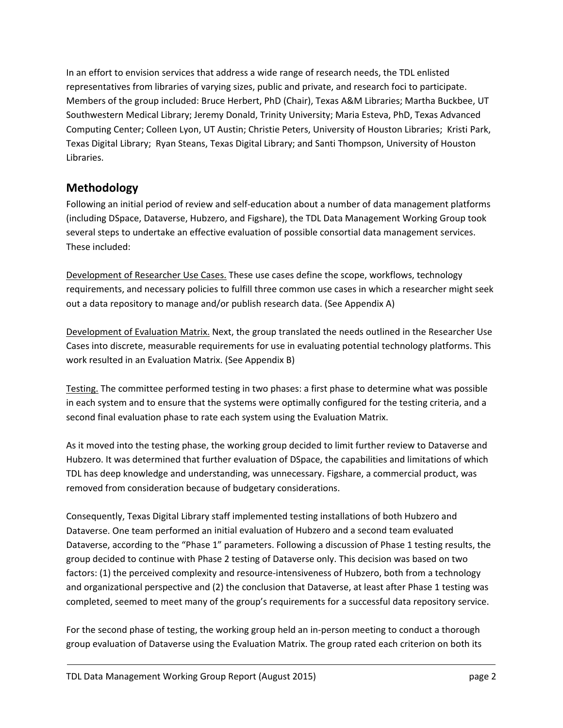In an effort to envision services that address a wide range of research needs, the TDL enlisted representatives from libraries of varying sizes, public and private, and research foci to participate. Members of the group included: Bruce Herbert, PhD (Chair), Texas A&M Libraries; Martha Buckbee, UT Southwestern Medical Library; Jeremy Donald, Trinity University; Maria Esteva, PhD, Texas Advanced Computing Center; Colleen Lyon, UT Austin; Christie Peters, University of Houston Libraries; Kristi Park, Texas Digital Library; Ryan Steans, Texas Digital Library; and Santi Thompson, University of Houston Libraries.

## Methodology

Following an initial period of review and self-education about a number of data management platforms (including DSpace, Dataverse, Hubzero, and Figshare), the TDL Data Management Working Group took several steps to undertake an effective evaluation of possible consortial data management services. These included:

<u>Development of Researcher Use Cases.</u> These use cases define the scope, workflows, technology requirements, and necessary policies to fulfill three common use cases in which a researcher might seek out a data repository to manage and/or publish research data. (See Appendix A)

<u>Development of Evaluation Matrix.</u> Next, the group translated the needs outlined in the Researcher Use Cases into discrete, measurable requirements for use in evaluating potential technology platforms. This work resulted in an Evaluation Matrix. (See Appendix B)

<u>Testing.</u> The committee performed testing in two phases: a first phase to determine what was possible in each system and to ensure that the systems were optimally configured for the testing criteria, and a second final evaluation phase to rate each system using the Evaluation Matrix.

As it moved into the testing phase, the working group decided to limit further review to Dataverse and Hubzero. It was determined that further evaluation of DSpace, the capabilities and limitations of which TDL has deep knowledge and understanding, was unnecessary. Figshare, a commercial product, was removed from consideration because of budgetary considerations.

Consequently, Texas Digital Library staff implemented testing installations of both Hubzero and Dataverse. One team performed an initial evaluation of Hubzero and a second team evaluated Dataverse, according to the "Phase 1" parameters. Following a discussion of Phase 1 testing results, the group decided to continue with Phase 2 testing of Dataverse only. This decision was based on two factors: (1) the perceived complexity and resource-intensiveness of Hubzero, both from a technology and organizational perspective and (2) the conclusion that Dataverse, at least after Phase 1 testing was completed, seemed to meet many of the group's requirements for a successful data repository service.

For the second phase of testing, the working group held an in-person meeting to conduct a thorough group evaluation of Dataverse using the Evaluation Matrix. The group rated each criterion on both its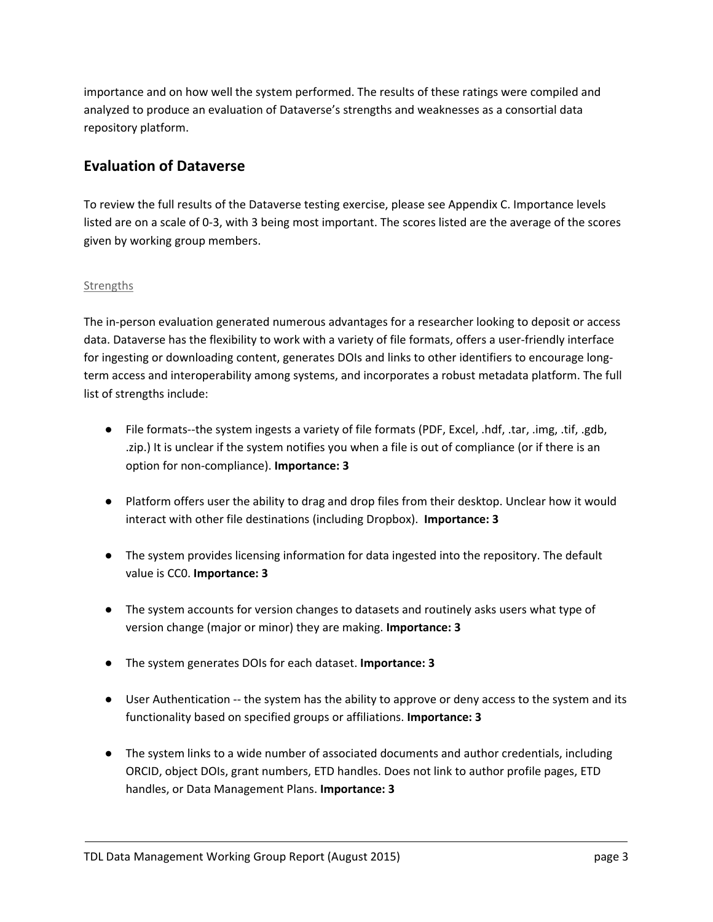importance and on how well the system performed. The results of these ratings were compiled and analyzed to produce an evaluation of Dataverse's strengths and weaknesses as a consortial data repository platform.

## Evaluation of Dataverse

To review the full results of the Dataverse testing exercise, please see Appendix C. Importance levels listed are on a scale of 0-3, with 3 being most important. The scores listed are the average of the scores given by working group members.

### Strengths

The in-person evaluation generated numerous advantages for a researcher looking to deposit or access data. Dataverse has the flexibility to work with a variety of file formats, offers a user-friendly interface for ingesting or downloading content, generates DOIs and links to other identifiers to encourage long-term access and interoperability among systems, and incorporates a robust metadata platform. The full list of strengths include:

- File formats--the system ingests a variety of file formats (PDF, Excel, .hdf, .tar, .img, .tif, .gdb, .zip.) It is unclear if the system notifies you when a file is out of compliance (or if there is an option for non-compliance). **Importance: 3**

- Platform offers user the ability to drag and drop files from their desktop. Unclear how it would interact with other file destinations (including Dropbox). **Importance: 3**

- The system provides licensing information for data ingested into the repository. The default value is CC0. **Importance: 3**

- The system accounts for version changes to datasets and routinely asks users what type of version change (major or minor) they are making. **Importance: 3**

- The system generates DOIs for each dataset. **Importance: 3**

- User Authentication -- the system has the ability to approve or deny access to the system and its functionality based on specified groups or affiliations. **Importance: 3**

- The system links to a wide number of associated documents and author credentials, including ORCID, object DOIs, grant numbers, ETD handles. Does not link to author profile pages, ETD handles, or Data Management Plans. **Importance: 3**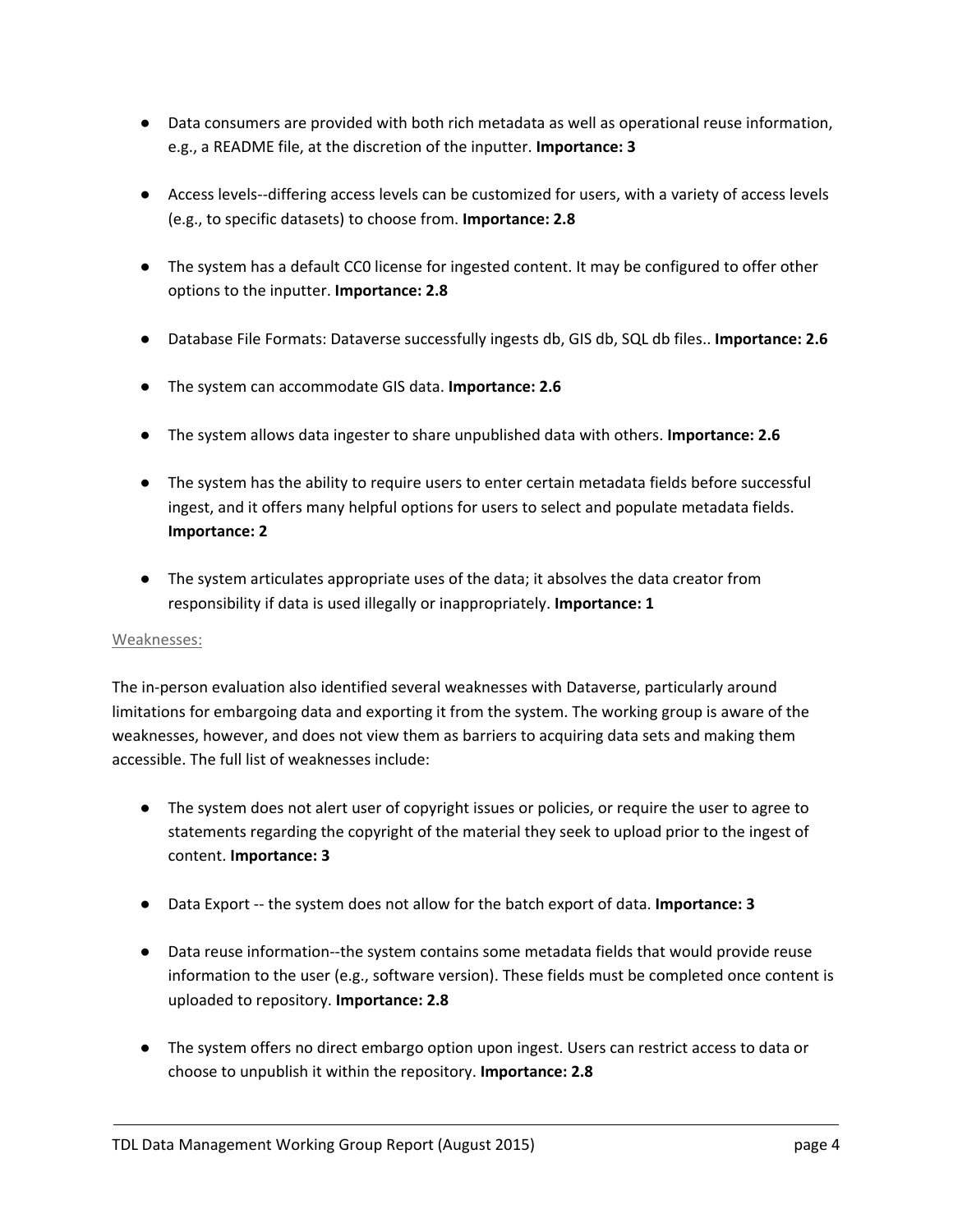- Data consumers are provided with both rich metadata as well as operational reuse information, e.g., a README file, at the discretion of the inputter. **Importance: 3**

- Access levels--differing access levels can be customized for users, with a variety of access levels (e.g., to specific datasets) to choose from. **Importance: 2.8**

- The system has a default CC0 license for ingested content. It may be configured to offer other options to the inputter. **Importance: 2.8**

- Database File Formats: Dataverse successfully ingests db, GIS db, SQL db files.. **Importance: 2.6**

- The system can accommodate GIS data. **Importance: 2.6**

- The system allows data ingester to share unpublished data with others. **Importance: 2.6**

- The system has the ability to require users to enter certain metadata fields before successful ingest, and it offers many helpful options for users to select and populate metadata fields. **Importance: 2**

- The system articulates appropriate uses of the data; it absolves the data creator from responsibility if data is used illegally or inappropriately. **Importance: 1**

Weaknesses:

The in-person evaluation also identified several weaknesses with Dataverse, particularly around limitations for embargoing data and exporting it from the system. The working group is aware of the weaknesses, however, and does not view them as barriers to acquiring data sets and making them accessible. The full list of weaknesses include:

- The system does not alert user of copyright issues or policies, or require the user to agree to statements regarding the copyright of the material they seek to upload prior to the ingest of content. **Importance: 3**

- Data Export -- the system does not allow for the batch export of data. **Importance: 3**

- Data reuse information--the system contains some metadata fields that would provide reuse information to the user (e.g., software version). These fields must be completed once content is uploaded to repository. **Importance: 2.8**

- The system offers no direct embargo option upon ingest. Users can restrict access to data or choose to unpublish it within the repository. **Importance: 2.8**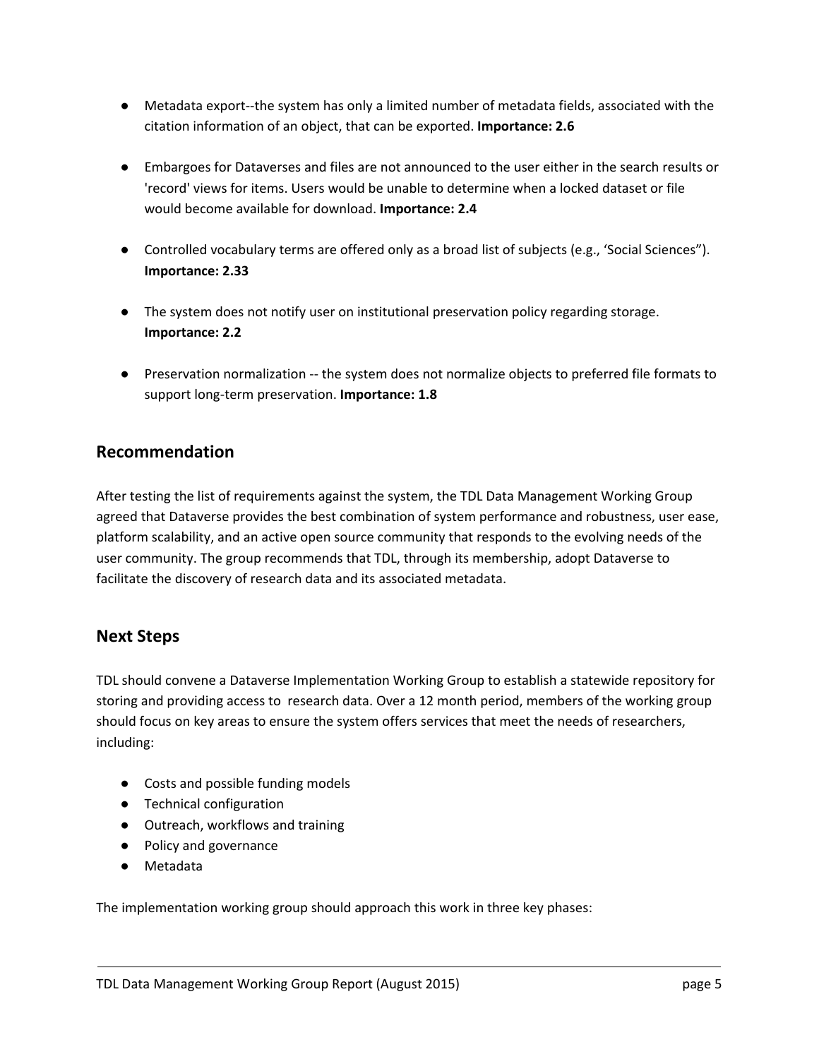- Metadata export--the system has only a limited number of metadata fields, associated with the citation information of an object, that can be exported. **Importance: 2.6**

- Embargoes for Dataverses and files are not announced to the user either in the search results or 'record' views for items. Users would be unable to determine when a locked dataset or file would become available for download. **Importance: 2.4**

- Controlled vocabulary terms are offered only as a broad list of subjects (e.g., 'Social Sciences"). **Importance: 2.33**

- The system does not notify user on institutional preservation policy regarding storage. **Importance: 2.2**

- Preservation normalization -- the system does not normalize objects to preferred file formats to support long-term preservation. **Importance: 1.8**

## Recommendation

After testing the list of requirements against the system, the TDL Data Management Working Group agreed that Dataverse provides the best combination of system performance and robustness, user ease, platform scalability, and an active open source community that responds to the evolving needs of the user community. The group recommends that TDL, through its membership, adopt Dataverse to facilitate the discovery of research data and its associated metadata.

## Next Steps

TDL should convene a Dataverse Implementation Working Group to establish a statewide repository for storing and providing access to research data. Over a 12 month period, members of the working group should focus on key areas to ensure the system offers services that meet the needs of researchers, including:

- Costs and possible funding models
- Technical configuration
- Outreach, workflows and training
- Policy and governance
- Metadata

The implementation working group should approach this work in three key phases: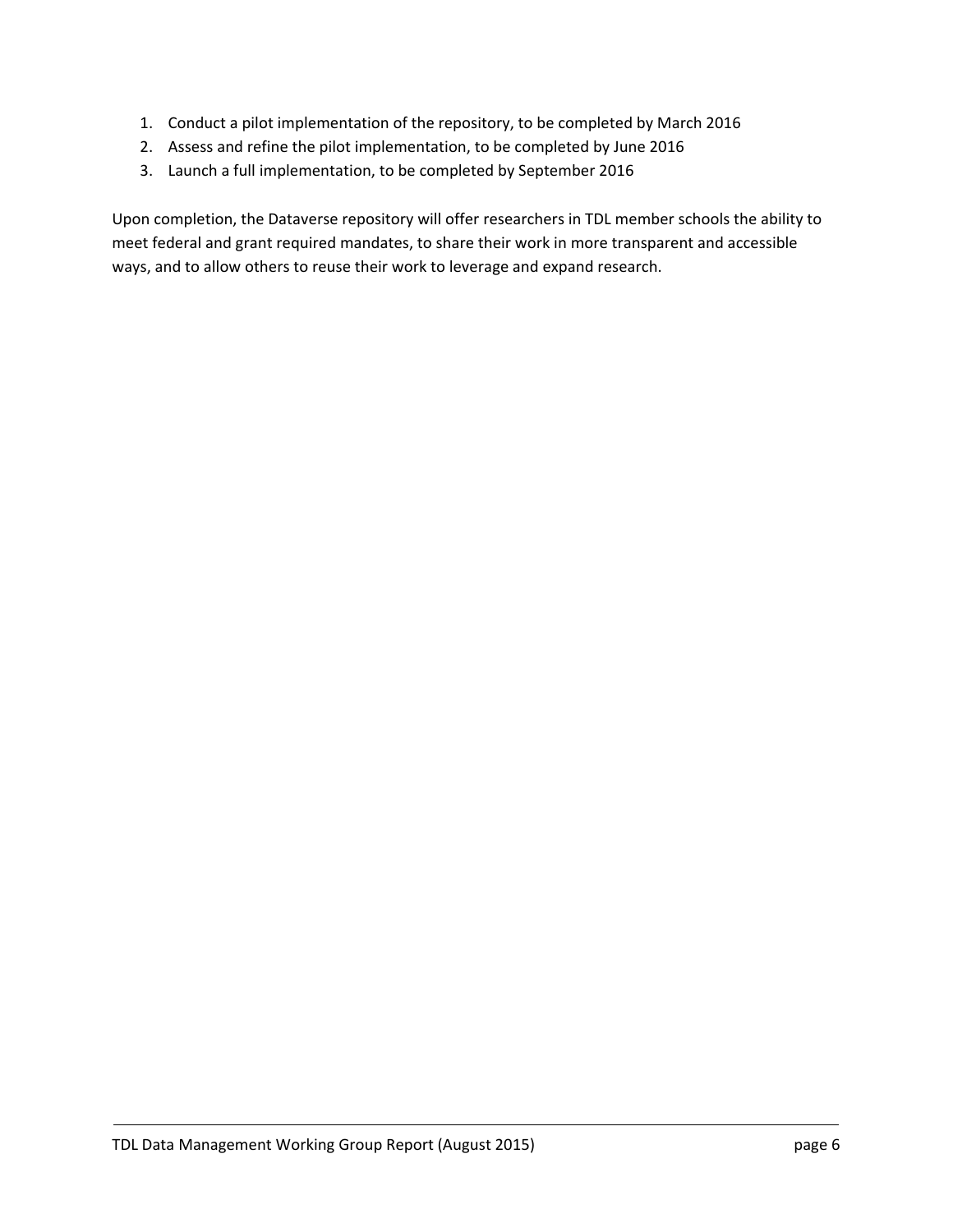1. Conduct a pilot implementation of the repository, to be completed by March 2016
2. Assess and refine the pilot implementation, to be completed by June 2016
3. Launch a full implementation, to be completed by September 2016

Upon completion, the Dataverse repository will offer researchers in TDL member schools the ability to meet federal and grant required mandates, to share their work in more transparent and accessible ways, and to allow others to reuse their work to leverage and expand research.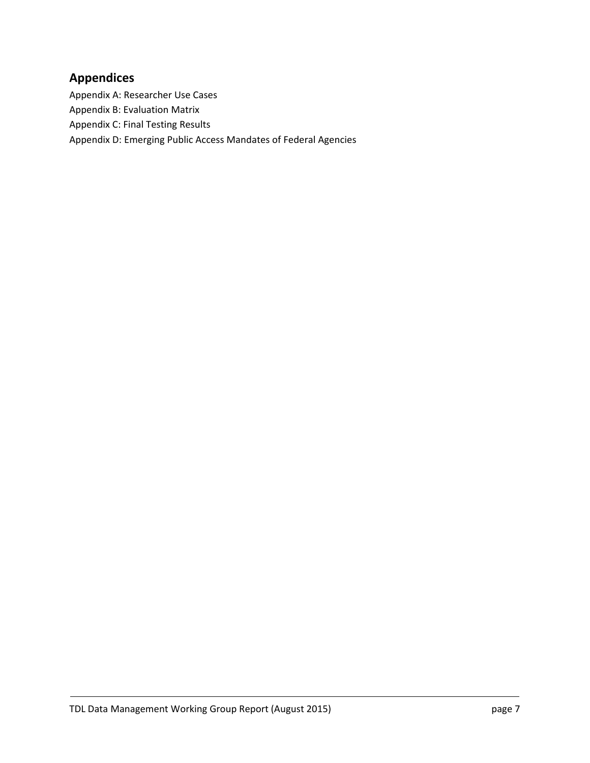## Appendices

Appendix A: Researcher Use Cases
Appendix B: Evaluation Matrix
Appendix C: Final Testing Results
Appendix D: Emerging Public Access Mandates of Federal Agencies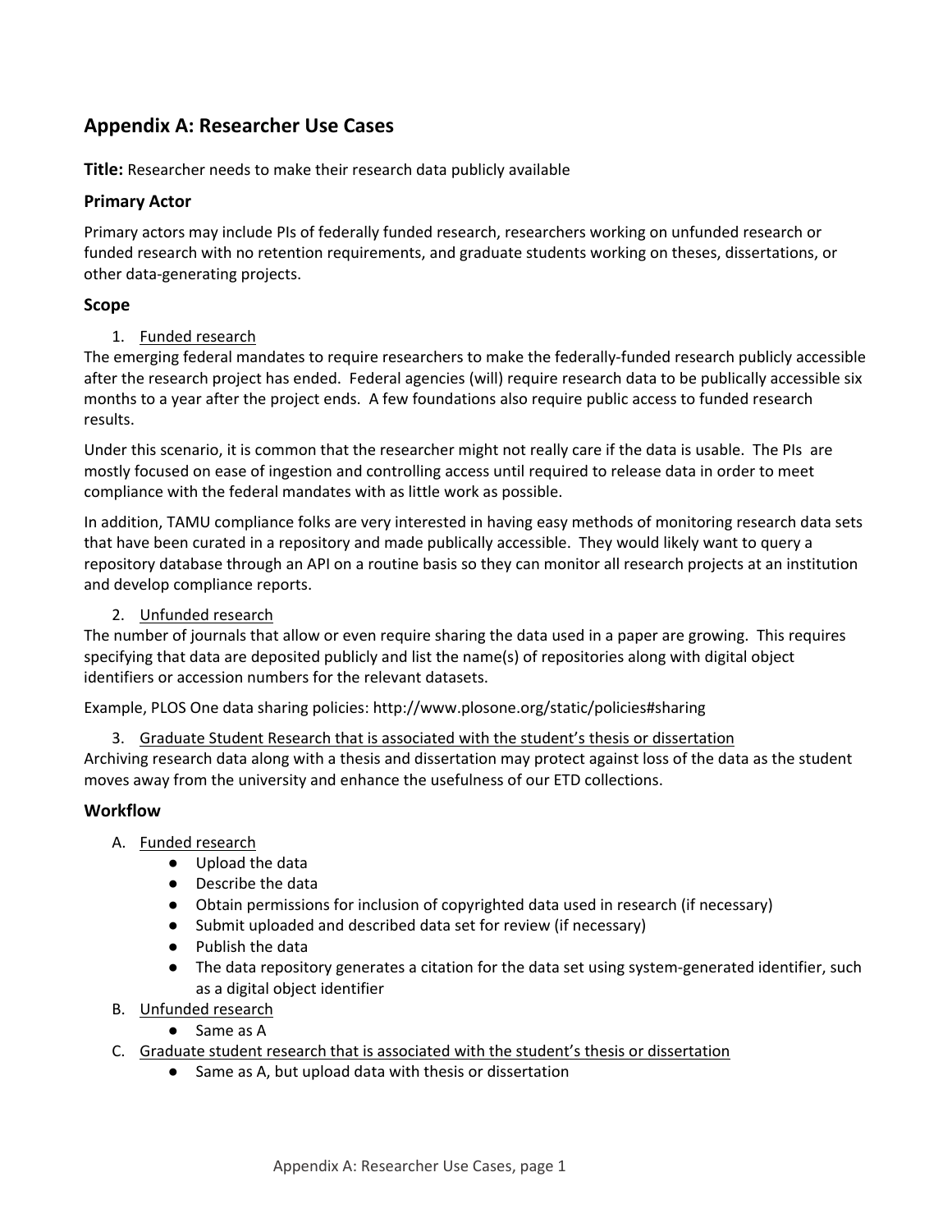## Appendix A: Researcher Use Cases

**Title:** Researcher needs to make their research data publicly available

### Primary Actor

Primary actors may include PIs of federally funded research, researchers working on unfunded research or funded research with no retention requirements, and graduate students working on theses, dissertations, or other data-generating projects.

### Scope

1. <u>Funded research</u>

The emerging federal mandates to require researchers to make the federally-funded research publicly accessible after the research project has ended. Federal agencies (will) require research data to be publically accessible six months to a year after the project ends. A few foundations also require public access to funded research results.

Under this scenario, it is common that the researcher might not really care if the data is usable. The PIs are mostly focused on ease of ingestion and controlling access until required to release data in order to meet compliance with the federal mandates with as little work as possible.

In addition, TAMU compliance folks are very interested in having easy methods of monitoring research data sets that have been curated in a repository and made publically accessible. They would likely want to query a repository database through an API on a routine basis so they can monitor all research projects at an institution and develop compliance reports.

2. <u>Unfunded research</u>

The number of journals that allow or even require sharing the data used in a paper are growing. This requires specifying that data are deposited publicly and list the name(s) of repositories along with digital object identifiers or accession numbers for the relevant datasets.

Example, PLOS One data sharing policies: http://www.plosone.org/static/policies#sharing

3. <u>Graduate Student Research that is associated with the student's thesis or dissertation</u>

Archiving research data along with a thesis and dissertation may protect against loss of the data as the student moves away from the university and enhance the usefulness of our ETD collections.

### Workflow

A. <u>Funded research</u>
   - Upload the data
   - Describe the data
   - Obtain permissions for inclusion of copyrighted data used in research (if necessary)
   - Submit uploaded and described data set for review (if necessary)
   - Publish the data
   - The data repository generates a citation for the data set using system-generated identifier, such as a digital object identifier

B. <u>Unfunded research</u>
   - Same as A

C. <u>Graduate student research that is associated with the student's thesis or dissertation</u>
   - Same as A, but upload data with thesis or dissertation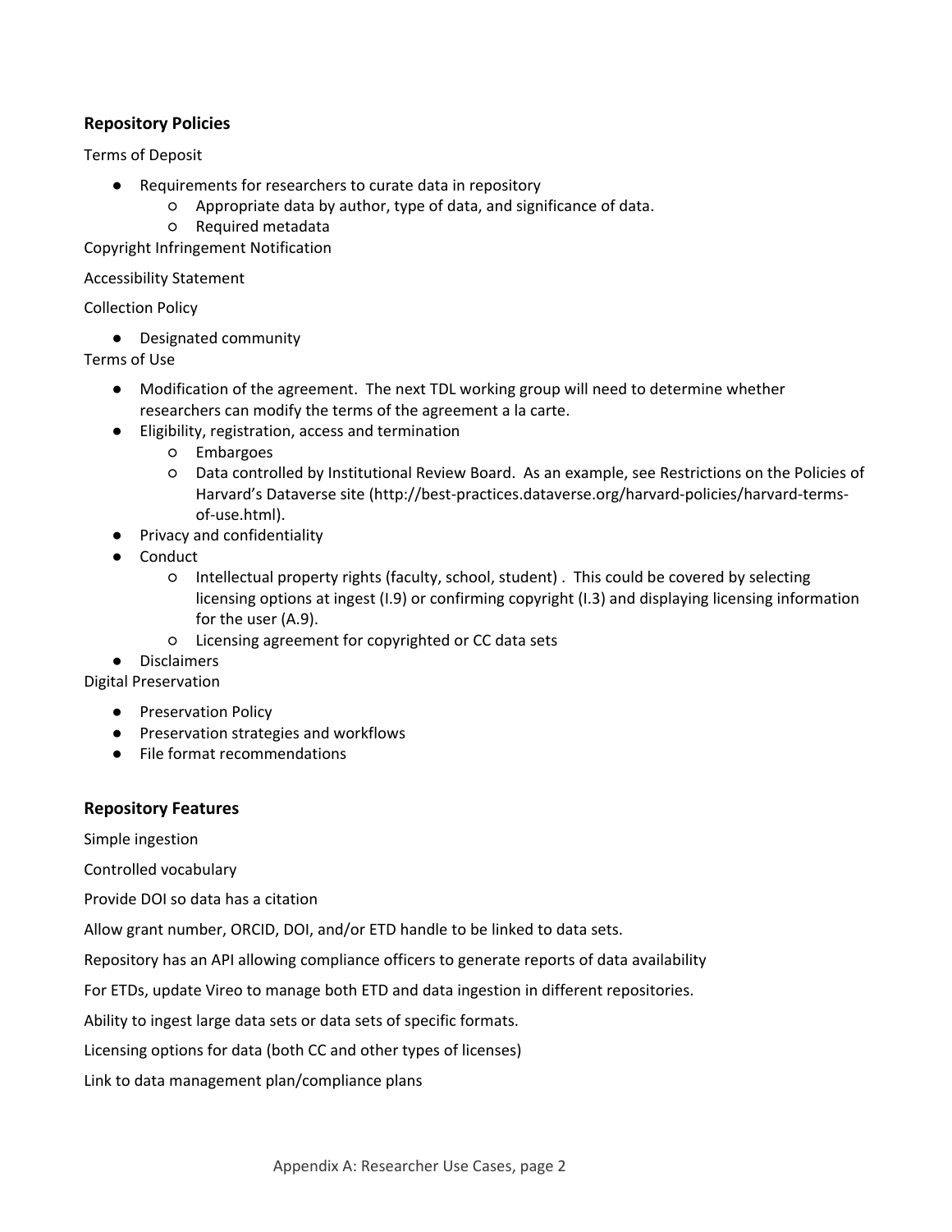### Repository Policies

Terms of Deposit

- Requirements for researchers to curate data in repository
    - Appropriate data by author, type of data, and significance of data.
    - Required metadata

Copyright Infringement Notification

Accessibility Statement

Collection Policy

- Designated community

Terms of Use

- Modification of the agreement. The next TDL working group will need to determine whether researchers can modify the terms of the agreement a la carte.
- Eligibility, registration, access and termination
    - Embargoes
    - Data controlled by Institutional Review Board. As an example, see Restrictions on the Policies of Harvard's Dataverse site (http://best-practices.dataverse.org/harvard-policies/harvard-terms-of-use.html).
- Privacy and confidentiality
- Conduct
    - Intellectual property rights (faculty, school, student) . This could be covered by selecting licensing options at ingest (I.9) or confirming copyright (I.3) and displaying licensing information for the user (A.9).
    - Licensing agreement for copyrighted or CC data sets
- Disclaimers

Digital Preservation

- Preservation Policy
- Preservation strategies and workflows
- File format recommendations

### Repository Features

Simple ingestion

Controlled vocabulary

Provide DOI so data has a citation

Allow grant number, ORCID, DOI, and/or ETD handle to be linked to data sets.

Repository has an API allowing compliance officers to generate reports of data availability

For ETDs, update Vireo to manage both ETD and data ingestion in different repositories.

Ability to ingest large data sets or data sets of specific formats.

Licensing options for data (both CC and other types of licenses)

Link to data management plan/compliance plans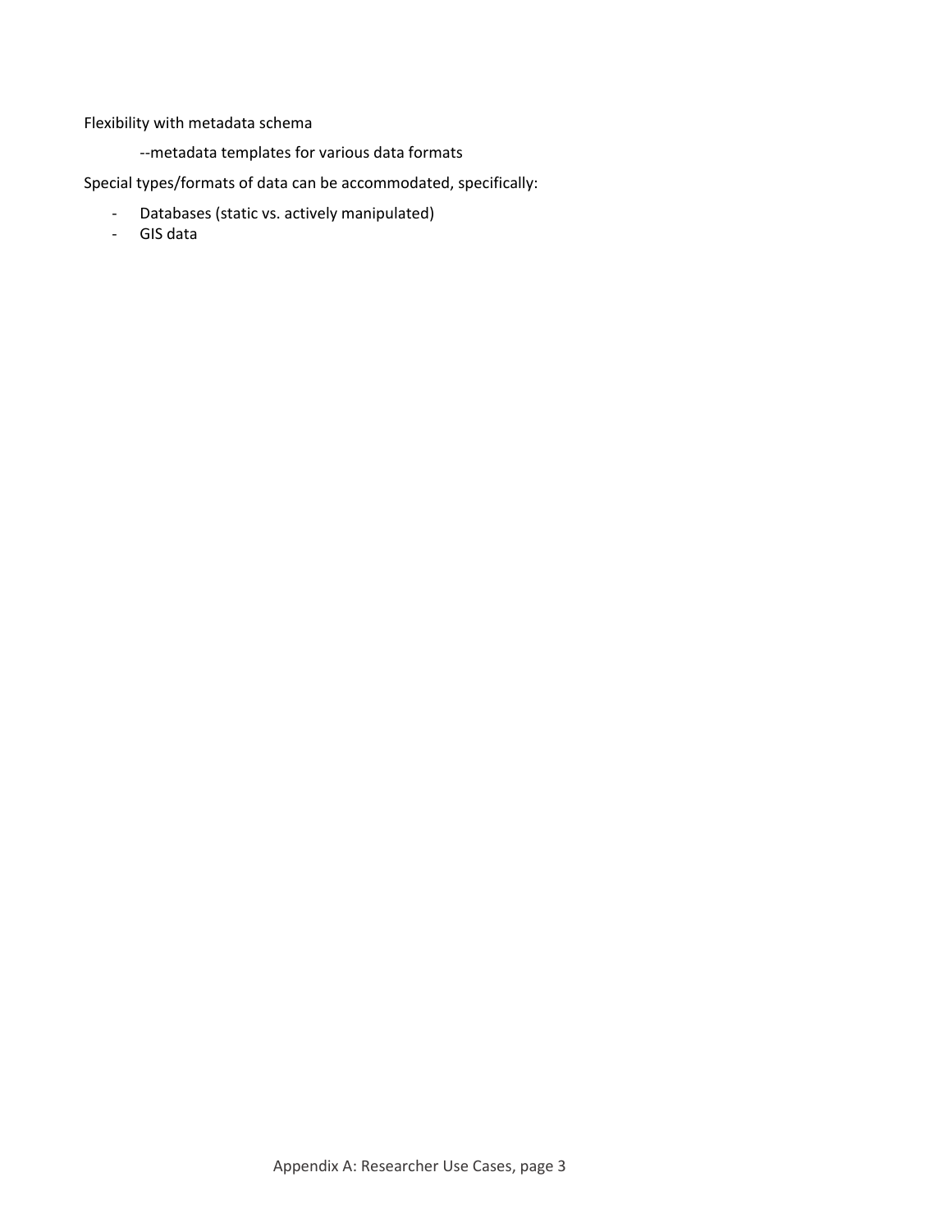Flexibility with metadata schema

--metadata templates for various data formats

Special types/formats of data can be accommodated, specifically:

- Databases (static vs. actively manipulated)
- GIS data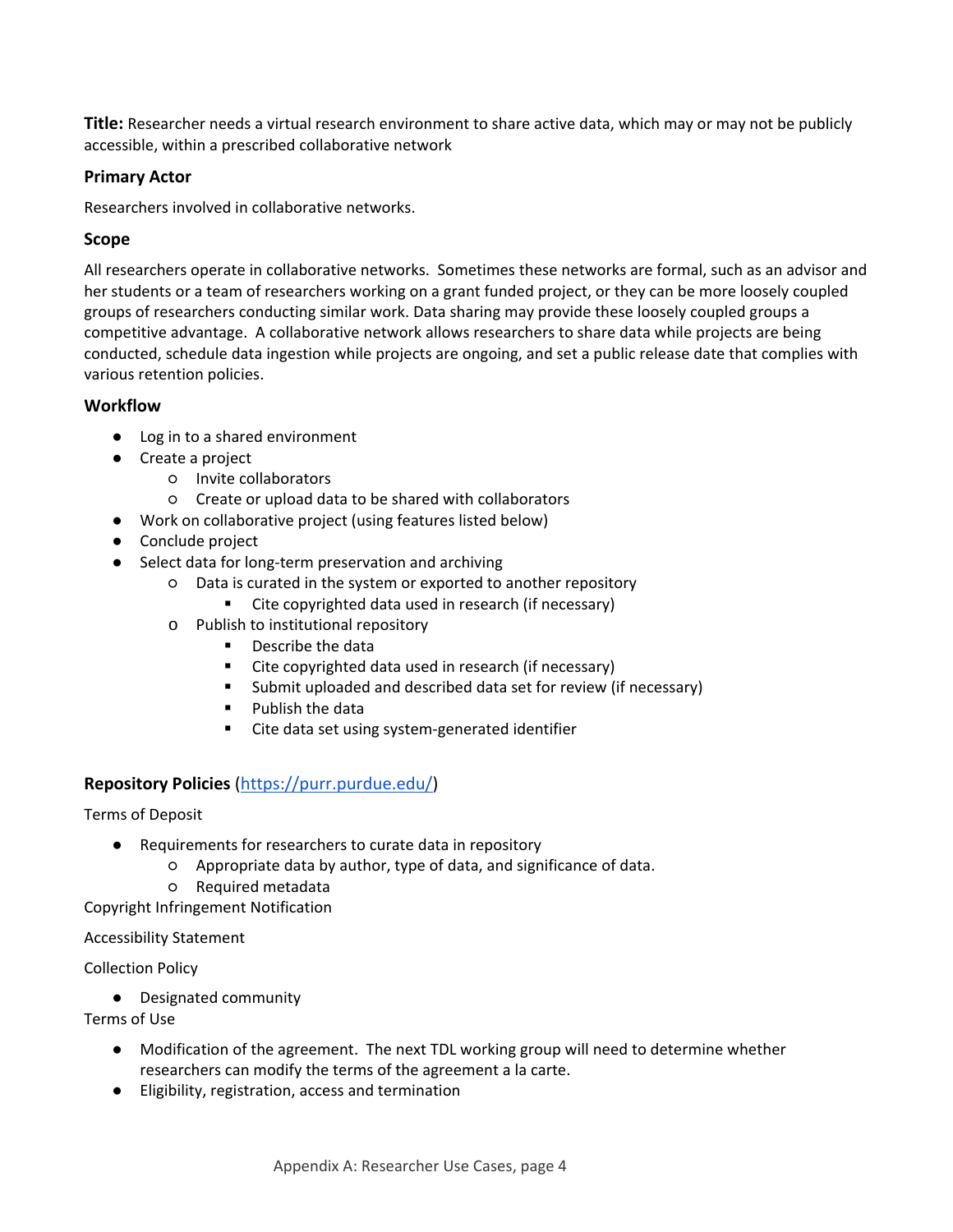**Title:** Researcher needs a virtual research environment to share active data, which may or may not be publicly accessible, within a prescribed collaborative network

### Primary Actor

Researchers involved in collaborative networks.

### Scope

All researchers operate in collaborative networks. Sometimes these networks are formal, such as an advisor and her students or a team of researchers working on a grant funded project, or they can be more loosely coupled groups of researchers conducting similar work. Data sharing may provide these loosely coupled groups a competitive advantage. A collaborative network allows researchers to share data while projects are being conducted, schedule data ingestion while projects are ongoing, and set a public release date that complies with various retention policies.

### Workflow

- Log in to a shared environment
- Create a project
  - Invite collaborators
  - Create or upload data to be shared with collaborators
- Work on collaborative project (using features listed below)
- Conclude project
- Select data for long-term preservation and archiving
  - Data is curated in the system or exported to another repository
    - Cite copyrighted data used in research (if necessary)
  - Publish to institutional repository
    - Describe the data
    - Cite copyrighted data used in research (if necessary)
    - Submit uploaded and described data set for review (if necessary)
    - Publish the data
    - Cite data set using system-generated identifier

### Repository Policies (https://purr.purdue.edu/)

Terms of Deposit

- Requirements for researchers to curate data in repository
  - Appropriate data by author, type of data, and significance of data.
  - Required metadata

Copyright Infringement Notification

Accessibility Statement

Collection Policy

- Designated community

Terms of Use

- Modification of the agreement. The next TDL working group will need to determine whether researchers can modify the terms of the agreement a la carte.
- Eligibility, registration, access and termination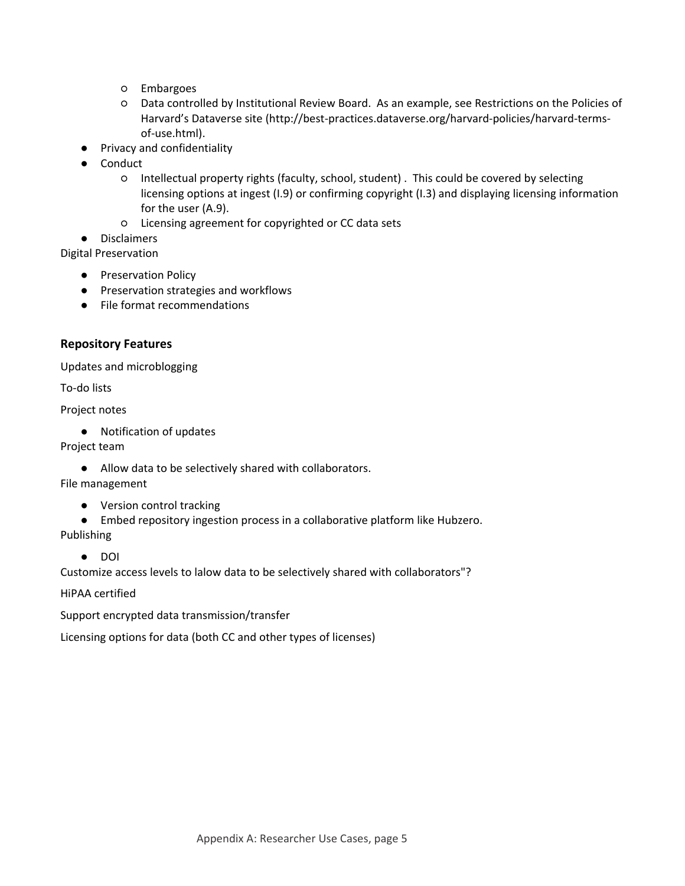- Embargoes
  - Data controlled by Institutional Review Board. As an example, see Restrictions on the Policies of Harvard's Dataverse site (http://best-practices.dataverse.org/harvard-policies/harvard-terms-of-use.html).
- Privacy and confidentiality
- Conduct
  - Intellectual property rights (faculty, school, student) . This could be covered by selecting licensing options at ingest (I.9) or confirming copyright (I.3) and displaying licensing information for the user (A.9).
  - Licensing agreement for copyrighted or CC data sets
- Disclaimers

Digital Preservation

- Preservation Policy
- Preservation strategies and workflows
- File format recommendations

### Repository Features

Updates and microblogging

To-do lists

Project notes

- Notification of updates

Project team

- Allow data to be selectively shared with collaborators.

File management

- Version control tracking
- Embed repository ingestion process in a collaborative platform like Hubzero.

Publishing

- DOI

Customize access levels to lalow data to be selectively shared with collaborators"?

HiPAA certified

Support encrypted data transmission/transfer

Licensing options for data (both CC and other types of licenses)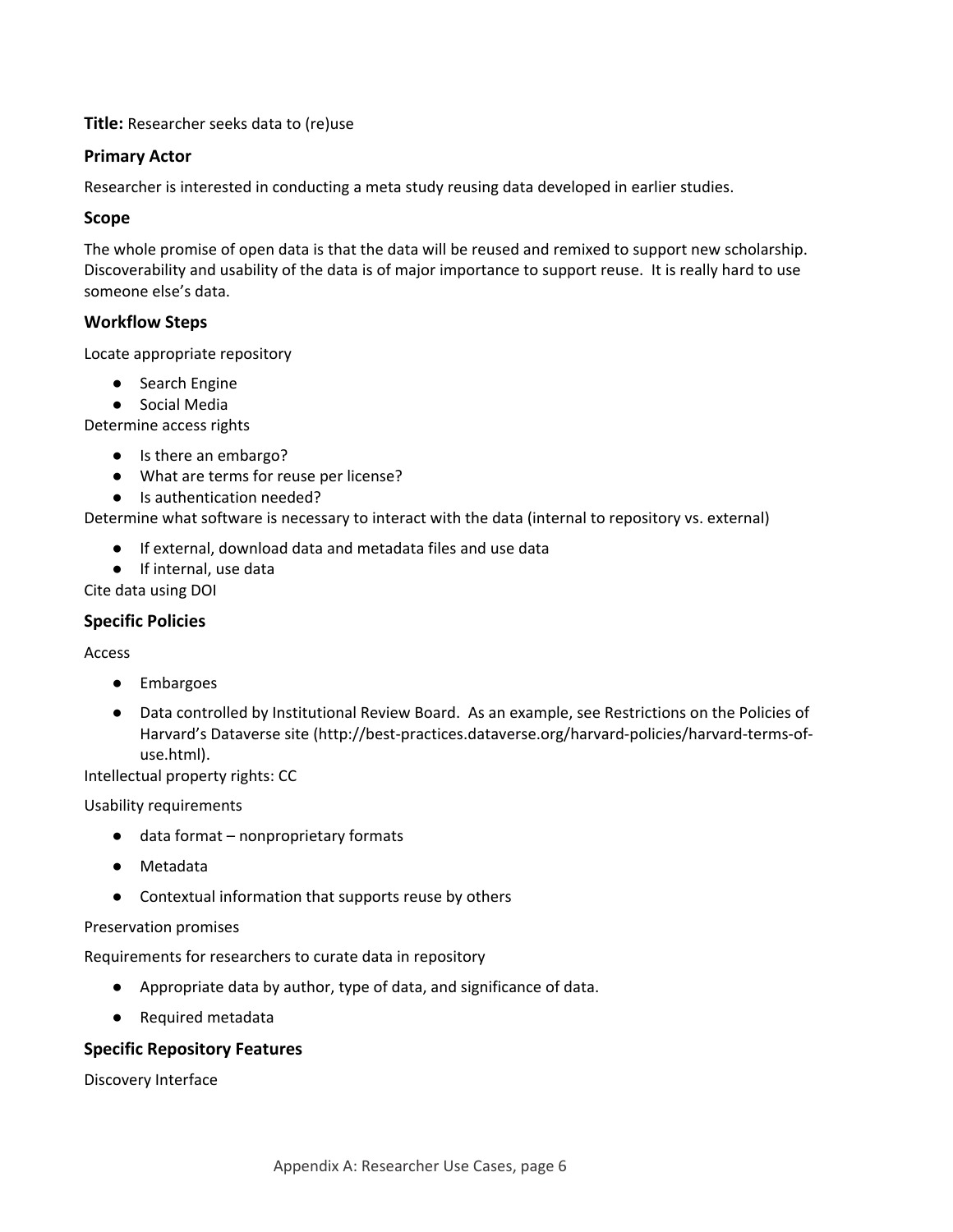**Title:** Researcher seeks data to (re)use

### Primary Actor

Researcher is interested in conducting a meta study reusing data developed in earlier studies.

### Scope

The whole promise of open data is that the data will be reused and remixed to support new scholarship. Discoverability and usability of the data is of major importance to support reuse. It is really hard to use someone else's data.

### Workflow Steps

Locate appropriate repository

- Search Engine
- Social Media

Determine access rights

- Is there an embargo?
- What are terms for reuse per license?
- Is authentication needed?

Determine what software is necessary to interact with the data (internal to repository vs. external)

- If external, download data and metadata files and use data
- If internal, use data

Cite data using DOI

### Specific Policies

Access

- Embargoes
- Data controlled by Institutional Review Board. As an example, see Restrictions on the Policies of Harvard's Dataverse site (http://best-practices.dataverse.org/harvard-policies/harvard-terms-of-use.html).

Intellectual property rights: CC

Usability requirements

- data format – nonproprietary formats
- Metadata
- Contextual information that supports reuse by others

Preservation promises

Requirements for researchers to curate data in repository

- Appropriate data by author, type of data, and significance of data.
- Required metadata

### Specific Repository Features

Discovery Interface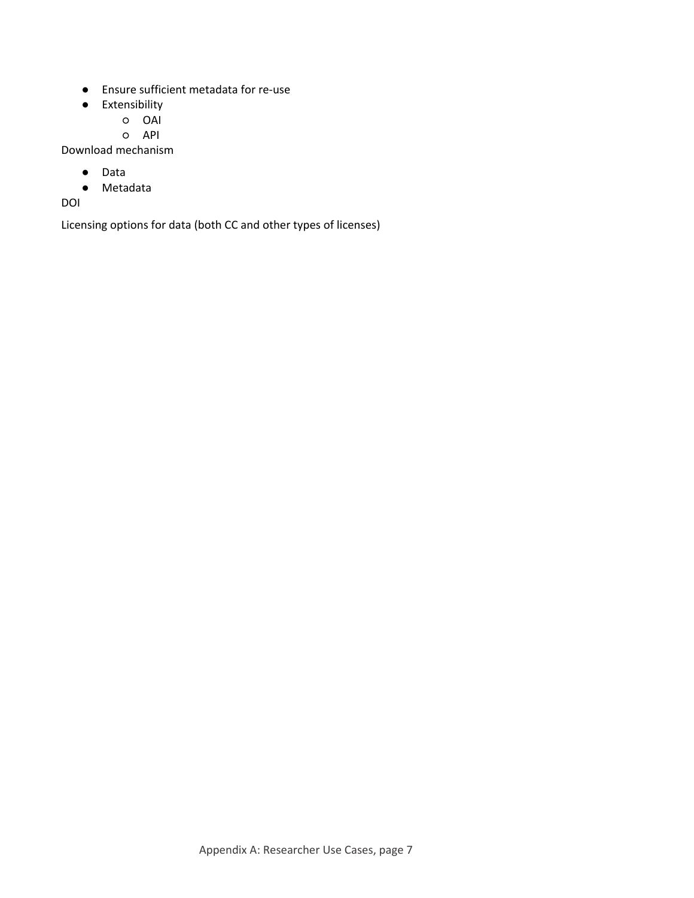- Ensure sufficient metadata for re-use
- Extensibility
    - OAI
    - API

Download mechanism

- Data
- Metadata

DOI

Licensing options for data (both CC and other types of licenses)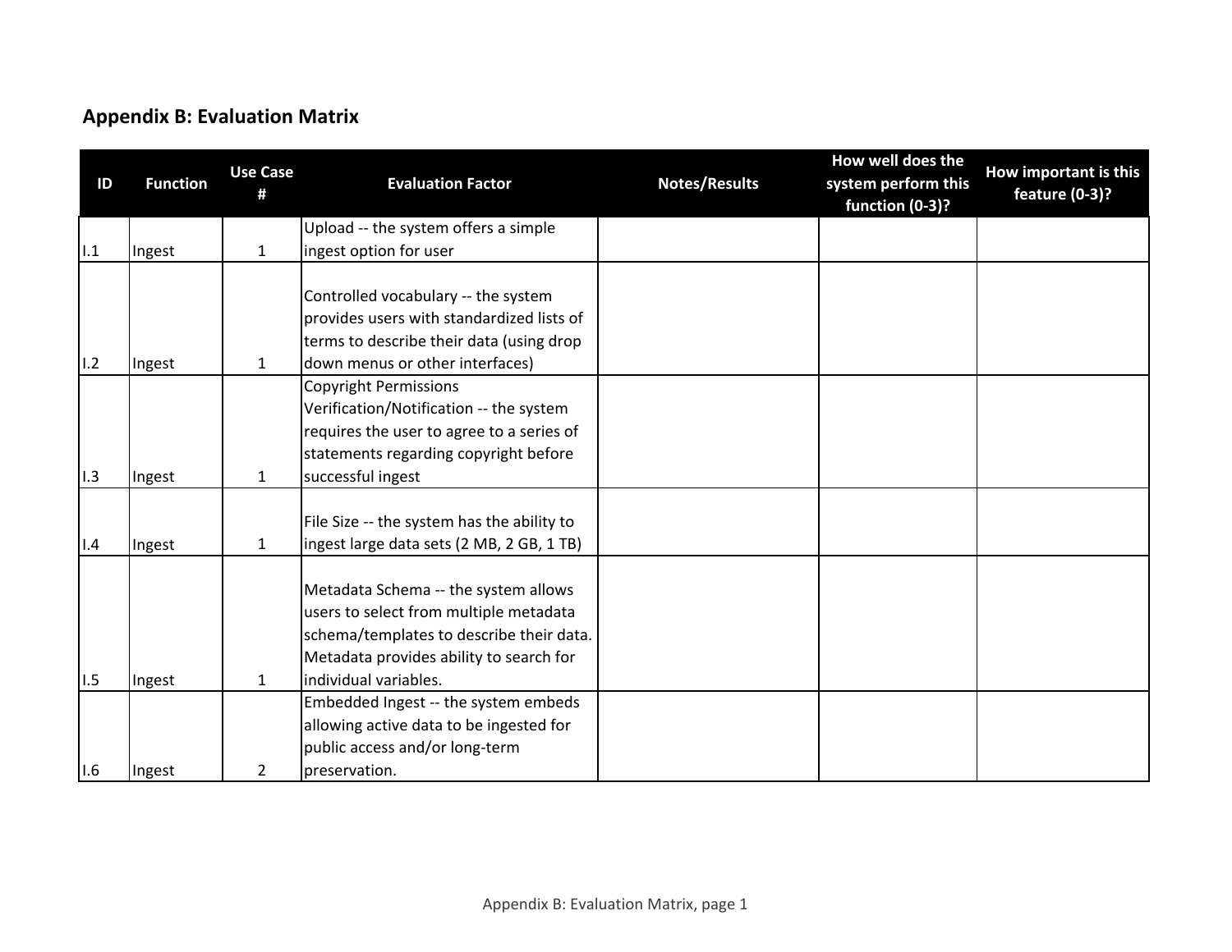## Appendix B: Evaluation Matrix

| ID | Function | Use Case # | Evaluation Factor | Notes/Results | How well does the system perform this function (0-3)? | How important is this feature (0-3)? |
|---|---|---|---|---|---|---|
| I.1 | Ingest | 1 | Upload -- the system offers a simple ingest option for user | | | |
| I.2 | Ingest | 1 | Controlled vocabulary -- the system provides users with standardized lists of terms to describe their data (using drop down menus or other interfaces) | | | |
| I.3 | Ingest | 1 | Copyright Permissions Verification/Notification -- the system requires the user to agree to a series of statements regarding copyright before successful ingest | | | |
| I.4 | Ingest | 1 | File Size -- the system has the ability to ingest large data sets (2 MB, 2 GB, 1 TB) | | | |
| I.5 | Ingest | 1 | Metadata Schema -- the system allows users to select from multiple metadata schema/templates to describe their data. Metadata provides ability to search for individual variables. | | | |
| I.6 | Ingest | 2 | Embedded Ingest -- the system embeds allowing active data to be ingested for public access and/or long-term preservation. | | | |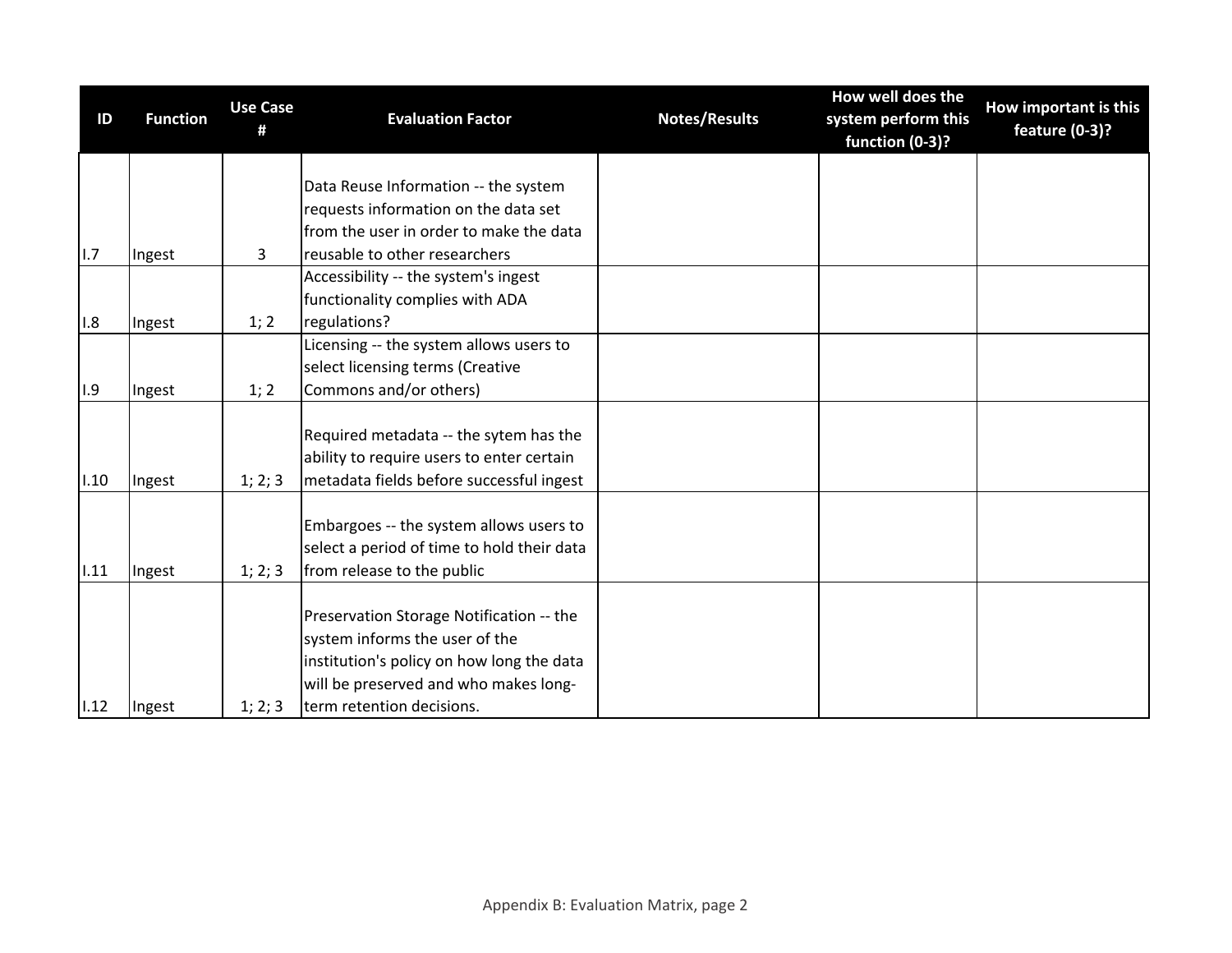| ID | Function | Use Case # | Evaluation Factor | Notes/Results | How well does the system perform this function (0-3)? | How important is this feature (0-3)? |
|---|---|---|---|---|---|---|
| I.7 | Ingest | 3 | Data Reuse Information -- the system requests information on the data set from the user in order to make the data reusable to other researchers | | | |
| I.8 | Ingest | 1; 2 | Accessibility -- the system's ingest functionality complies with ADA regulations? | | | |
| I.9 | Ingest | 1; 2 | Licensing -- the system allows users to select licensing terms (Creative Commons and/or others) | | | |
| I.10 | Ingest | 1; 2; 3 | Required metadata -- the sytem has the ability to require users to enter certain metadata fields before successful ingest | | | |
| I.11 | Ingest | 1; 2; 3 | Embargoes -- the system allows users to select a period of time to hold their data from release to the public | | | |
| I.12 | Ingest | 1; 2; 3 | Preservation Storage Notification -- the system informs the user of the institution's policy on how long the data will be preserved and who makes long-term retention decisions. | | | |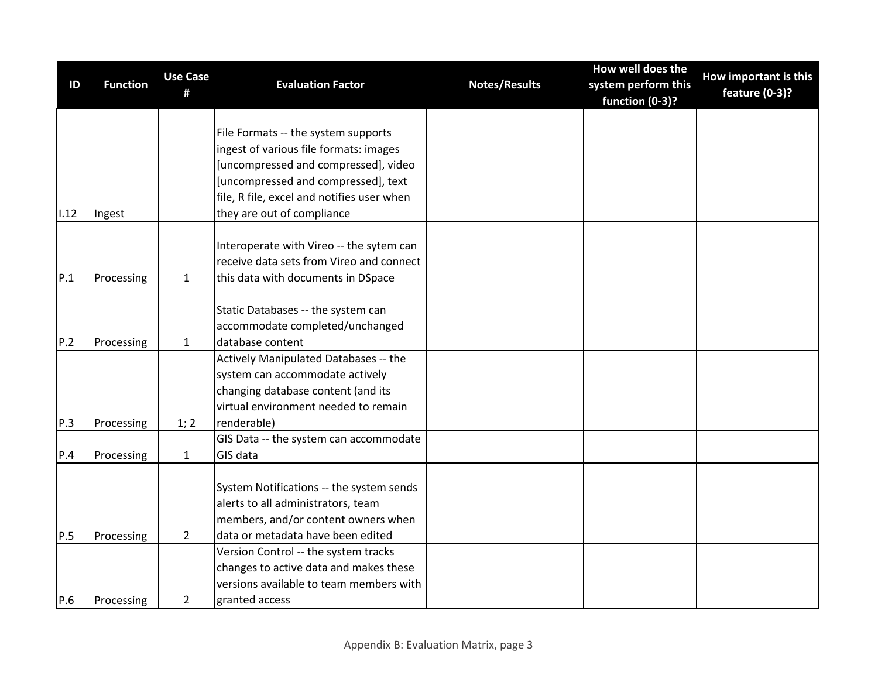| ID | Function | Use Case # | Evaluation Factor | Notes/Results | How well does the system perform this function (0-3)? | How important is this feature (0-3)? |
|---|---|---|---|---|---|---|
| I.12 | Ingest | | File Formats -- the system supports ingest of various file formats: images [uncompressed and compressed], video [uncompressed and compressed], text file, R file, excel and notifies user when they are out of compliance | | | |
| P.1 | Processing | 1 | Interoperate with Vireo -- the sytem can receive data sets from Vireo and connect this data with documents in DSpace | | | |
| P.2 | Processing | 1 | Static Databases -- the system can accommodate completed/unchanged database content | | | |
| P.3 | Processing | 1; 2 | Actively Manipulated Databases -- the system can accommodate actively changing database content (and its virtual environment needed to remain renderable) | | | |
| P.4 | Processing | 1 | GIS Data -- the system can accommodate GIS data | | | |
| P.5 | Processing | 2 | System Notifications -- the system sends alerts to all administrators, team members, and/or content owners when data or metadata have been edited | | | |
| P.6 | Processing | 2 | Version Control -- the system tracks changes to active data and makes these versions available to team members with granted access | | | |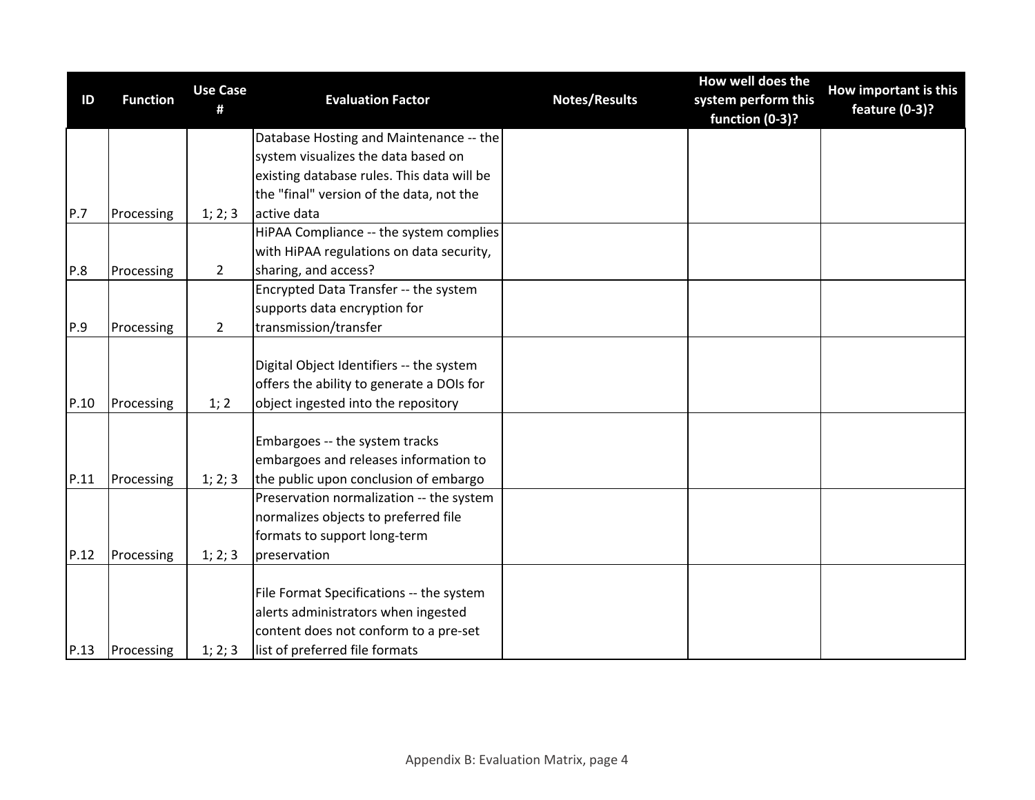| ID | Function | Use Case # | Evaluation Factor | Notes/Results | How well does the system perform this function (0-3)? | How important is this feature (0-3)? |
|---|---|---|---|---|---|---|
| P.7 | Processing | 1; 2; 3 | Database Hosting and Maintenance -- the system visualizes the data based on existing database rules. This data will be the "final" version of the data, not the active data | | | |
| P.8 | Processing | 2 | HiPAA Compliance -- the system complies with HiPAA regulations on data security, sharing, and access? | | | |
| P.9 | Processing | 2 | Encrypted Data Transfer -- the system supports data encryption for transmission/transfer | | | |
| P.10 | Processing | 1; 2 | Digital Object Identifiers -- the system offers the ability to generate a DOIs for object ingested into the repository | | | |
| P.11 | Processing | 1; 2; 3 | Embargoes -- the system tracks embargoes and releases information to the public upon conclusion of embargo | | | |
| P.12 | Processing | 1; 2; 3 | Preservation normalization -- the system normalizes objects to preferred file formats to support long-term preservation | | | |
| P.13 | Processing | 1; 2; 3 | File Format Specifications -- the system alerts administrators when ingested content does not conform to a pre-set list of preferred file formats | | | |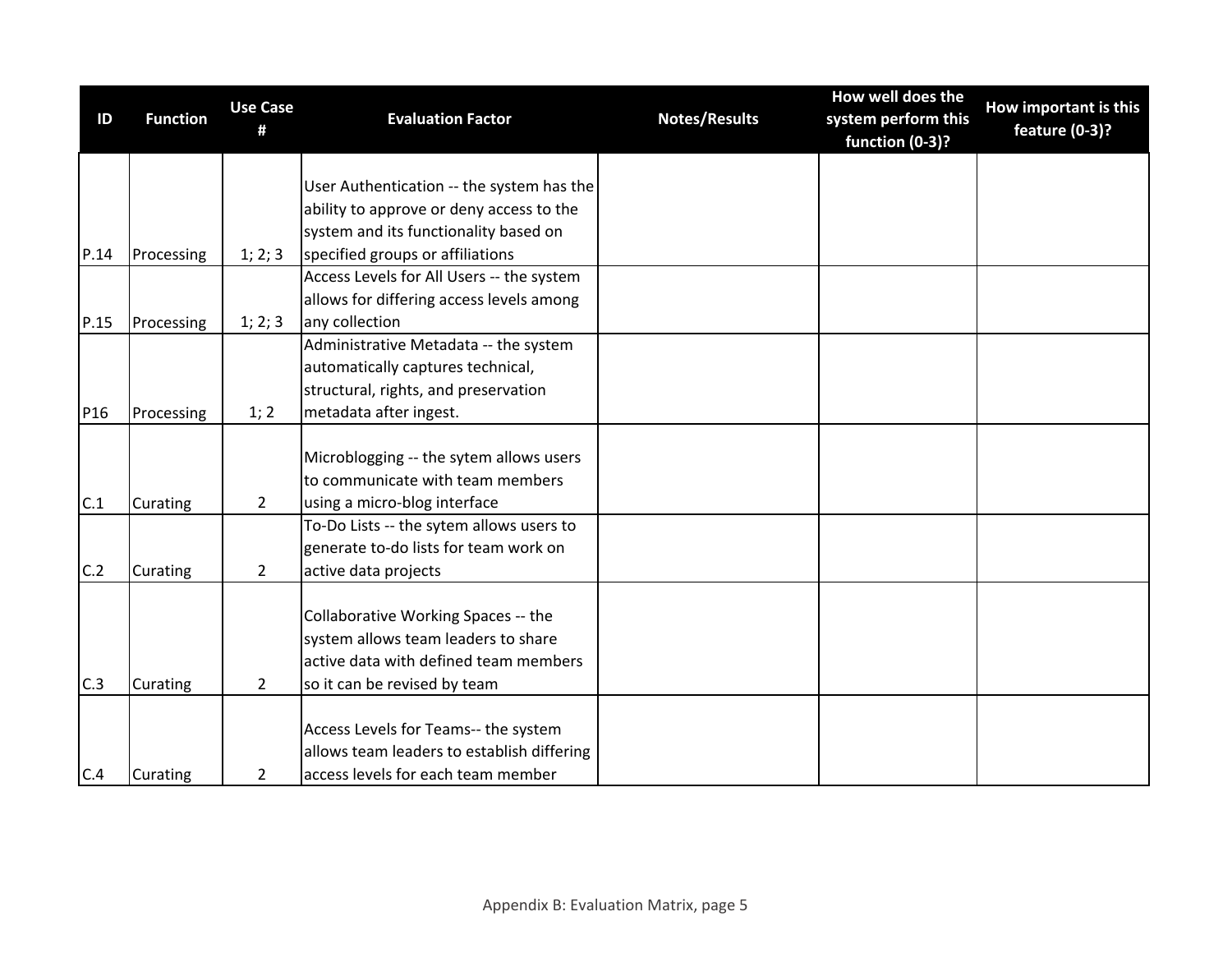| ID | Function | Use Case # | Evaluation Factor | Notes/Results | How well does the system perform this function (0-3)? | How important is this feature (0-3)? |
|---|---|---|---|---|---|---|
| P.14 | Processing | 1; 2; 3 | User Authentication -- the system has the ability to approve or deny access to the system and its functionality based on specified groups or affiliations | | | |
| P.15 | Processing | 1; 2; 3 | Access Levels for All Users -- the system allows for differing access levels among any collection | | | |
| P16 | Processing | 1; 2 | Administrative Metadata -- the system automatically captures technical, structural, rights, and preservation metadata after ingest. | | | |
| C.1 | Curating | 2 | Microblogging -- the sytem allows users to communicate with team members using a micro-blog interface | | | |
| C.2 | Curating | 2 | To-Do Lists -- the sytem allows users to generate to-do lists for team work on active data projects | | | |
| C.3 | Curating | 2 | Collaborative Working Spaces -- the system allows team leaders to share active data with defined team members so it can be revised by team | | | |
| C.4 | Curating | 2 | Access Levels for Teams-- the system allows team leaders to establish differing access levels for each team member | | | |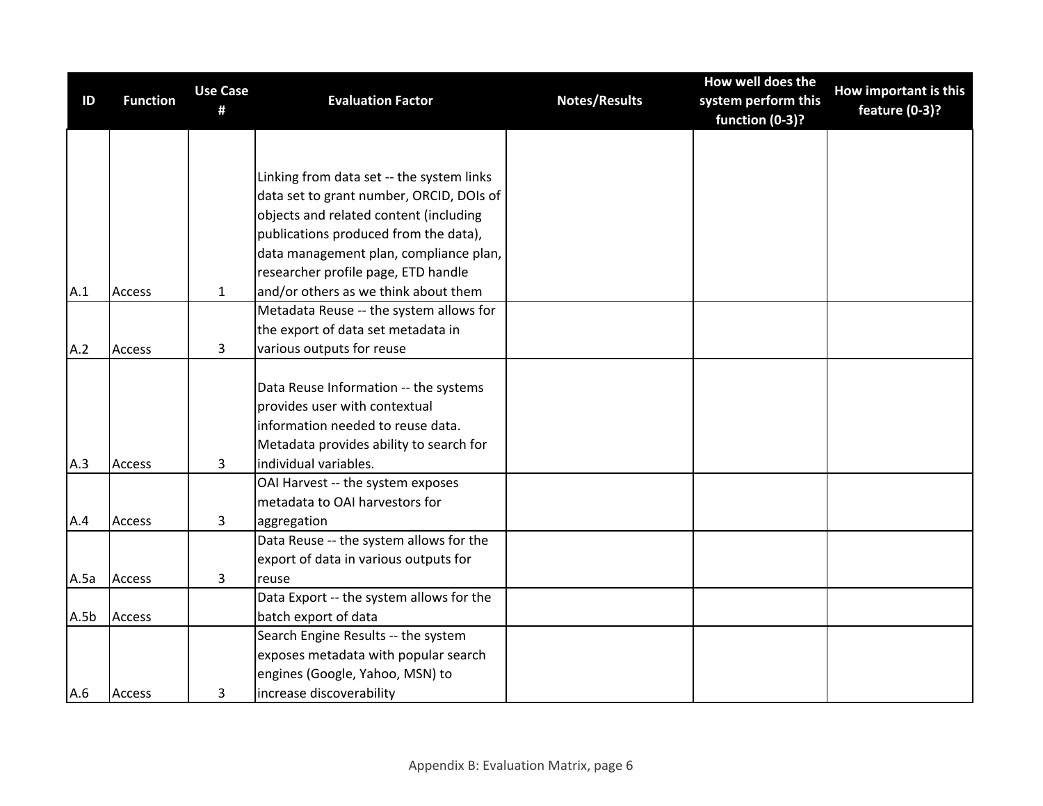| ID | Function | Use Case # | Evaluation Factor | Notes/Results | How well does the system perform this function (0-3)? | How important is this feature (0-3)? |
| --- | --- | --- | --- | --- | --- | --- |
| A.1 | Access | 1 | Linking from data set -- the system links data set to grant number, ORCID, DOIs of objects and related content (including publications produced from the data), data management plan, compliance plan, researcher profile page, ETD handle and/or others as we think about them | | | |
| A.2 | Access | 3 | Metadata Reuse -- the system allows for the export of data set metadata in various outputs for reuse | | | |
| A.3 | Access | 3 | Data Reuse Information -- the systems provides user with contextual information needed to reuse data. Metadata provides ability to search for individual variables. | | | |
| A.4 | Access | 3 | OAI Harvest -- the system exposes metadata to OAI harvestors for aggregation | | | |
| A.5a | Access | 3 | Data Reuse -- the system allows for the export of data in various outputs for reuse | | | |
| A.5b | Access | | Data Export -- the system allows for the batch export of data | | | |
| A.6 | Access | 3 | Search Engine Results -- the system exposes metadata with popular search engines (Google, Yahoo, MSN) to increase discoverability | | | |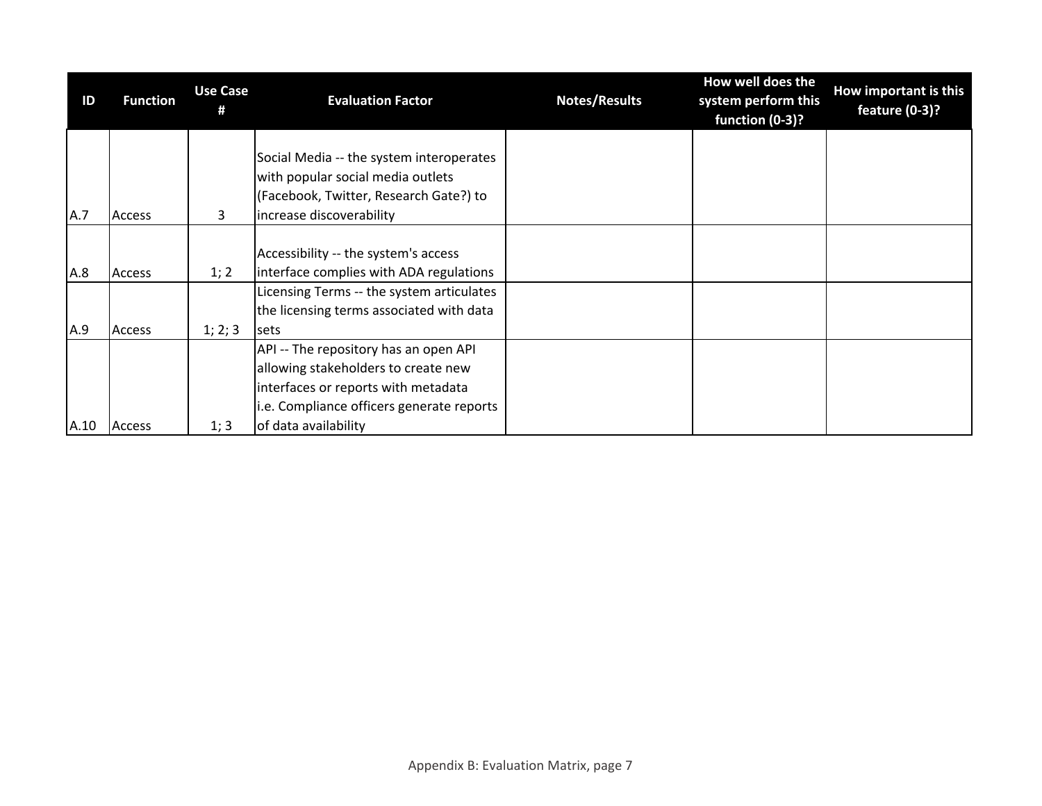| ID | Function | Use Case # | Evaluation Factor | Notes/Results | How well does the system perform this function (0-3)? | How important is this feature (0-3)? |
|---|---|---|---|---|---|---|
| A.7 | Access | 3 | Social Media -- the system interoperates with popular social media outlets (Facebook, Twitter, Research Gate?) to increase discoverability | | | |
| A.8 | Access | 1; 2 | Accessibility -- the system's access interface complies with ADA regulations | | | |
| A.9 | Access | 1; 2; 3 | Licensing Terms -- the system articulates the licensing terms associated with data sets | | | |
| A.10 | Access | 1; 3 | API -- The repository has an open API allowing stakeholders to create new interfaces or reports with metadata i.e. Compliance officers generate reports of data availability | | | |

Appendix B: Evaluation Matrix, page 7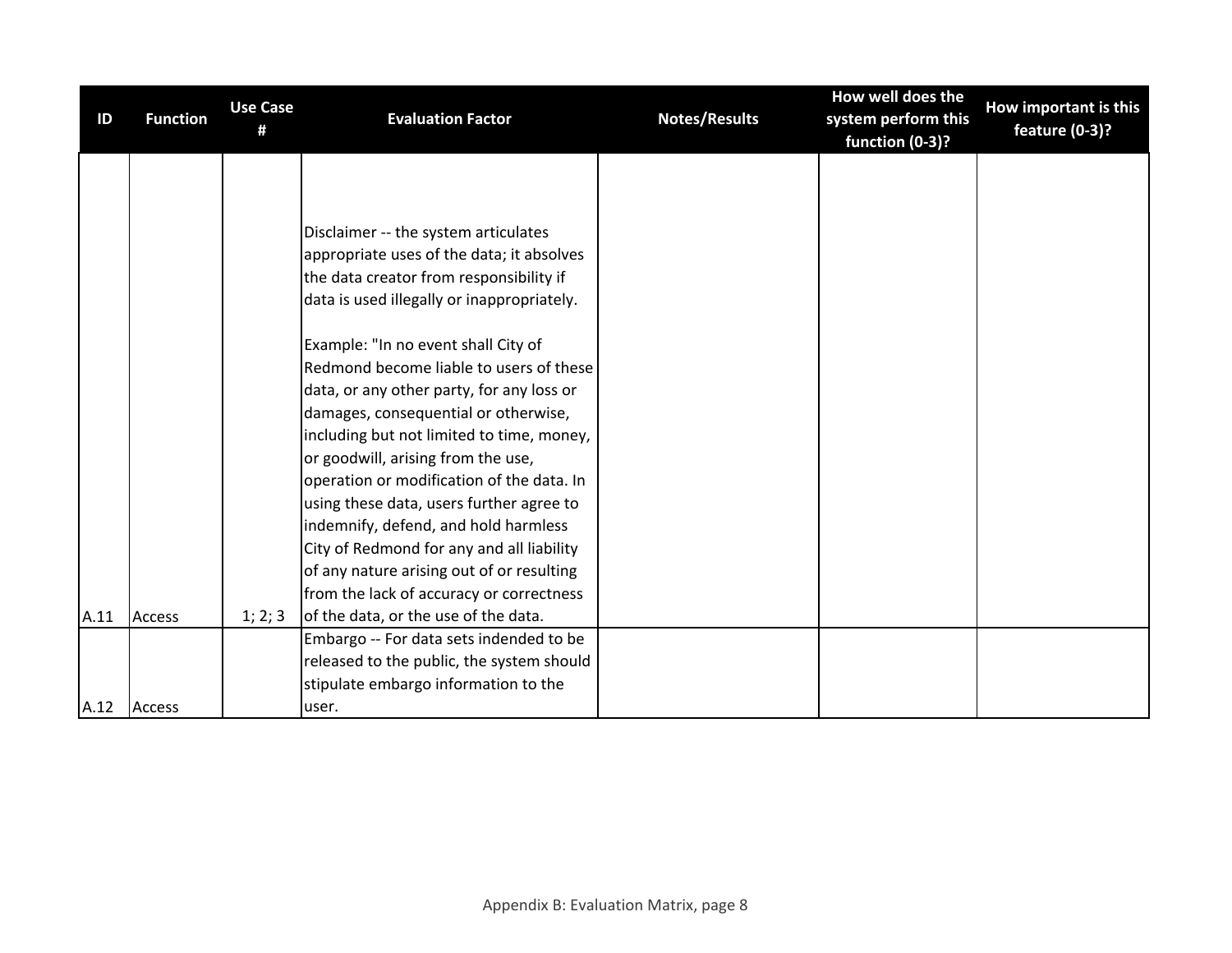| ID | Function | Use Case # | Evaluation Factor | Notes/Results | How well does the system perform this function (0-3)? | How important is this feature (0-3)? |
|---|---|---|---|---|---|---|
| A.11 | Access | 1; 2; 3 | Disclaimer -- the system articulates appropriate uses of the data; it absolves the data creator from responsibility if data is used illegally or inappropriately.<br><br>Example: "In no event shall City of Redmond become liable to users of these data, or any other party, for any loss or damages, consequential or otherwise, including but not limited to time, money, or goodwill, arising from the use, operation or modification of the data. In using these data, users further agree to indemnify, defend, and hold harmless City of Redmond for any and all liability of any nature arising out of or resulting from the lack of accuracy or correctness of the data, or the use of the data. | | | |
| A.12 | Access | | Embargo -- For data sets indended to be released to the public, the system should stipulate embargo information to the user. | | | |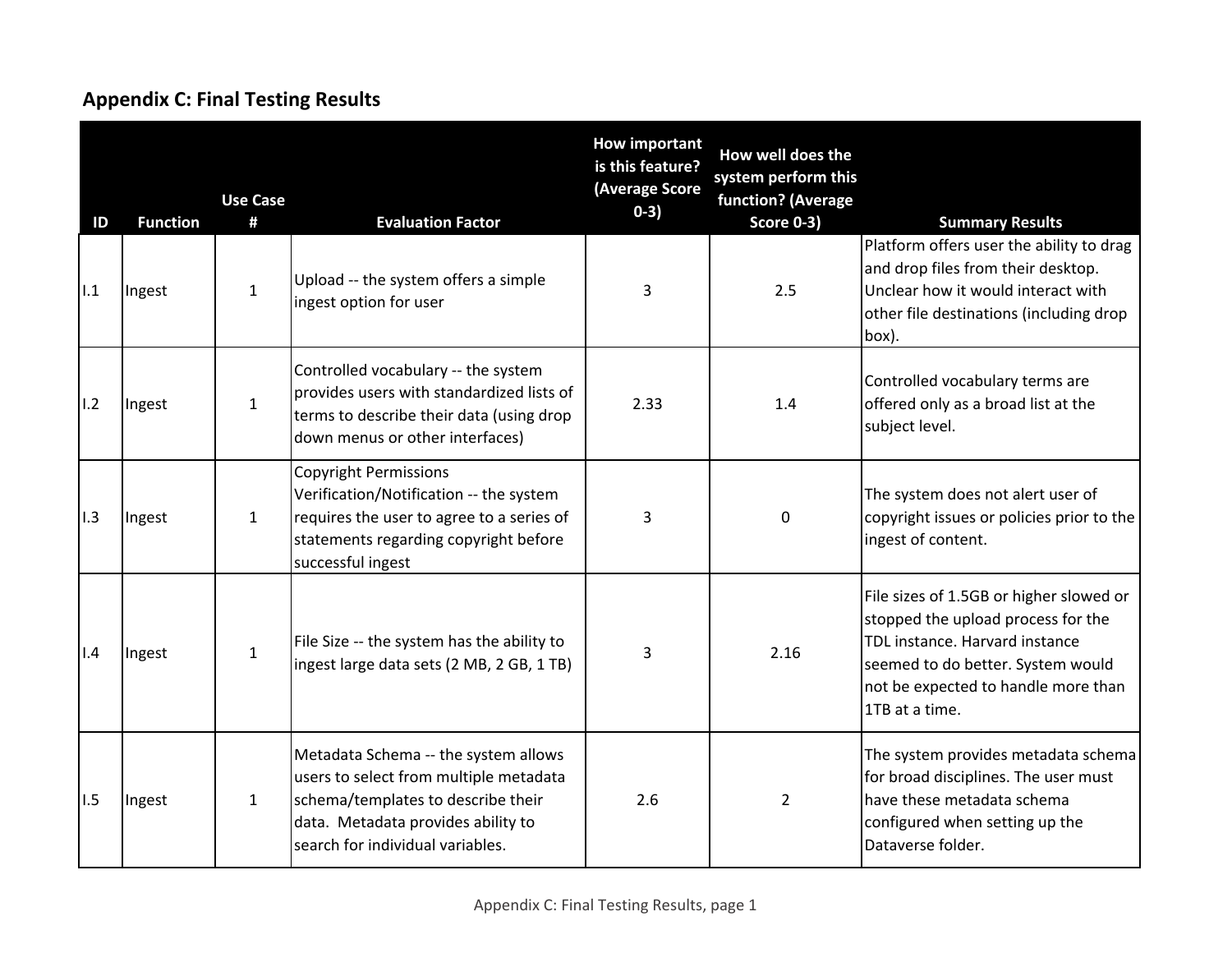## Appendix C: Final Testing Results

| ID | Function | Use Case # | Evaluation Factor | How important is this feature? (Average Score 0-3) | How well does the system perform this function? (Average Score 0-3) | Summary Results |
|---|---|---|---|---|---|---|
| I.1 | Ingest | 1 | Upload -- the system offers a simple ingest option for user | 3 | 2.5 | Platform offers user the ability to drag and drop files from their desktop. Unclear how it would interact with other file destinations (including drop box). |
| I.2 | Ingest | 1 | Controlled vocabulary -- the system provides users with standardized lists of terms to describe their data (using drop down menus or other interfaces) | 2.33 | 1.4 | Controlled vocabulary terms are offered only as a broad list at the subject level. |
| I.3 | Ingest | 1 | Copyright Permissions Verification/Notification -- the system requires the user to agree to a series of statements regarding copyright before successful ingest | 3 | 0 | The system does not alert user of copyright issues or policies prior to the ingest of content. |
| I.4 | Ingest | 1 | File Size -- the system has the ability to ingest large data sets (2 MB, 2 GB, 1 TB) | 3 | 2.16 | File sizes of 1.5GB or higher slowed or stopped the upload process for the TDL instance. Harvard instance seemed to do better. System would not be expected to handle more than 1TB at a time. |
| I.5 | Ingest | 1 | Metadata Schema -- the system allows users to select from multiple metadata schema/templates to describe their data. Metadata provides ability to search for individual variables. | 2.6 | 2 | The system provides metadata schema for broad disciplines. The user must have these metadata schema configured when setting up the Dataverse folder. |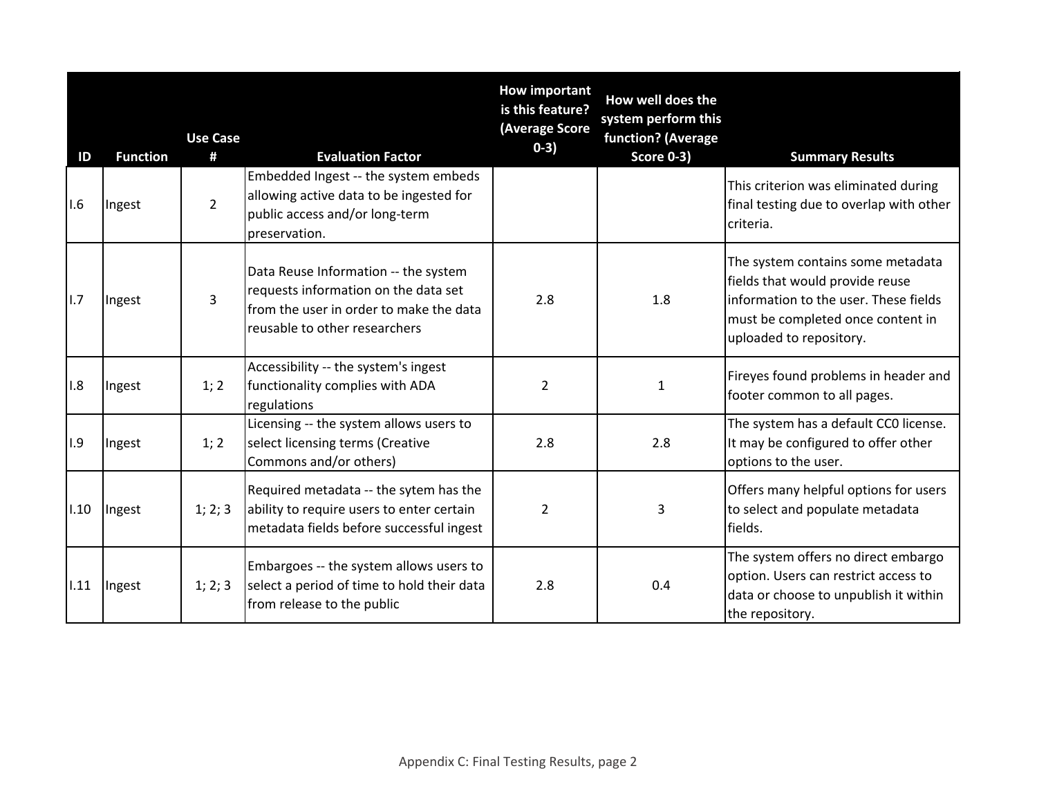| ID | Function | Use Case # | Evaluation Factor | How important is this feature? (Average Score 0-3) | How well does the system perform this function? (Average Score 0-3) | Summary Results |
|---|---|---|---|---|---|---|
| I.6 | Ingest | 2 | Embedded Ingest -- the system embeds allowing active data to be ingested for public access and/or long-term preservation. | | | This criterion was eliminated during final testing due to overlap with other criteria. |
| I.7 | Ingest | 3 | Data Reuse Information -- the system requests information on the data set from the user in order to make the data reusable to other researchers | 2.8 | 1.8 | The system contains some metadata fields that would provide reuse information to the user. These fields must be completed once content in uploaded to repository. |
| I.8 | Ingest | 1; 2 | Accessibility -- the system's ingest functionality complies with ADA regulations | 2 | 1 | Fireyes found problems in header and footer common to all pages. |
| I.9 | Ingest | 1; 2 | Licensing -- the system allows users to select licensing terms (Creative Commons and/or others) | 2.8 | 2.8 | The system has a default CC0 license. It may be configured to offer other options to the user. |
| I.10 | Ingest | 1; 2; 3 | Required metadata -- the sytem has the ability to require users to enter certain metadata fields before successful ingest | 2 | 3 | Offers many helpful options for users to select and populate metadata fields. |
| I.11 | Ingest | 1; 2; 3 | Embargoes -- the system allows users to select a period of time to hold their data from release to the public | 2.8 | 0.4 | The system offers no direct embargo option. Users can restrict access to data or choose to unpublish it within the repository. |

Appendix C: Final Testing Results, page 2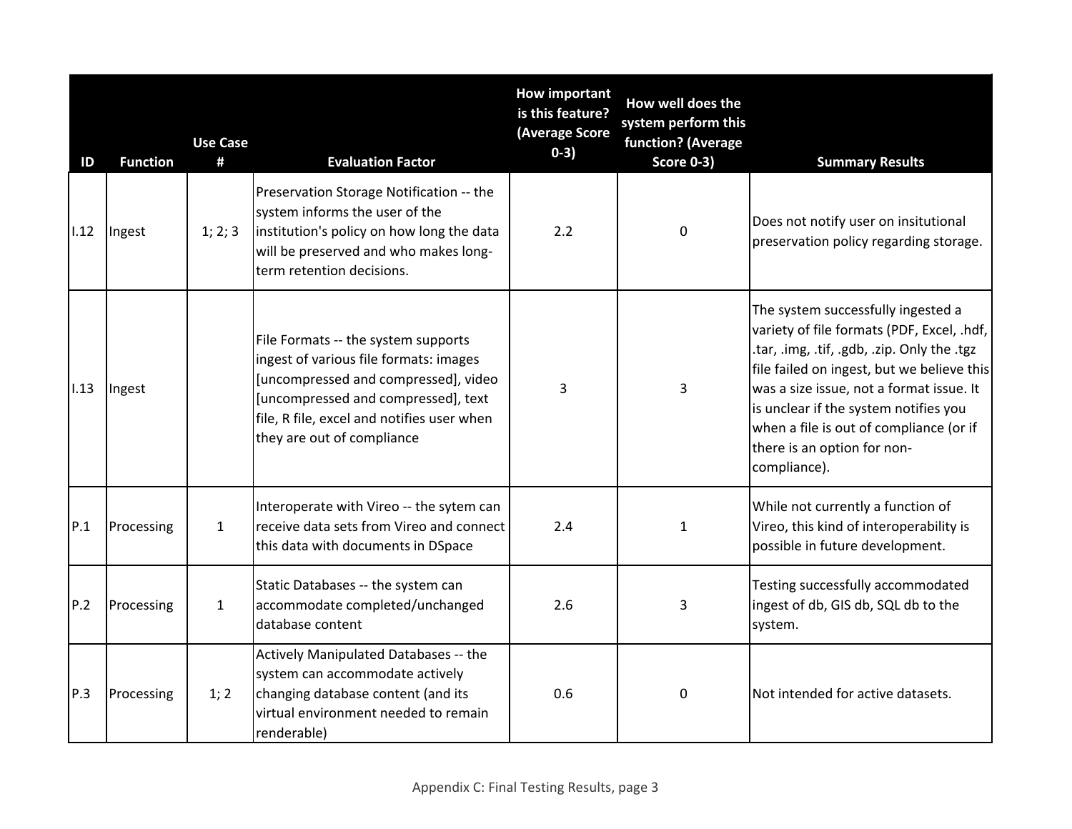| ID | Function | Use Case # | Evaluation Factor | How important is this feature? (Average Score 0-3) | How well does the system perform this function? (Average Score 0-3) | Summary Results |
|---|---|---|---|---|---|---|
| I.12 | Ingest | 1; 2; 3 | Preservation Storage Notification -- the system informs the user of the institution's policy on how long the data will be preserved and who makes long-term retention decisions. | 2.2 | 0 | Does not notify user on insitutional preservation policy regarding storage. |
| I.13 | Ingest | | File Formats -- the system supports ingest of various file formats: images [uncompressed and compressed], video [uncompressed and compressed], text file, R file, excel and notifies user when they are out of compliance | 3 | 3 | The system successfully ingested a variety of file formats (PDF, Excel, .hdf, .tar, .img, .tif, .gdb, .zip. Only the .tgz file failed on ingest, but we believe this was a size issue, not a format issue. It is unclear if the system notifies you when a file is out of compliance (or if there is an option for non-compliance). |
| P.1 | Processing | 1 | Interoperate with Vireo -- the sytem can receive data sets from Vireo and connect this data with documents in DSpace | 2.4 | 1 | While not currently a function of Vireo, this kind of interoperability is possible in future development. |
| P.2 | Processing | 1 | Static Databases -- the system can accommodate completed/unchanged database content | 2.6 | 3 | Testing successfully accommodated ingest of db, GIS db, SQL db to the system. |
| P.3 | Processing | 1; 2 | Actively Manipulated Databases -- the system can accommodate actively changing database content (and its virtual environment needed to remain renderable) | 0.6 | 0 | Not intended for active datasets. |

Appendix C: Final Testing Results, page 3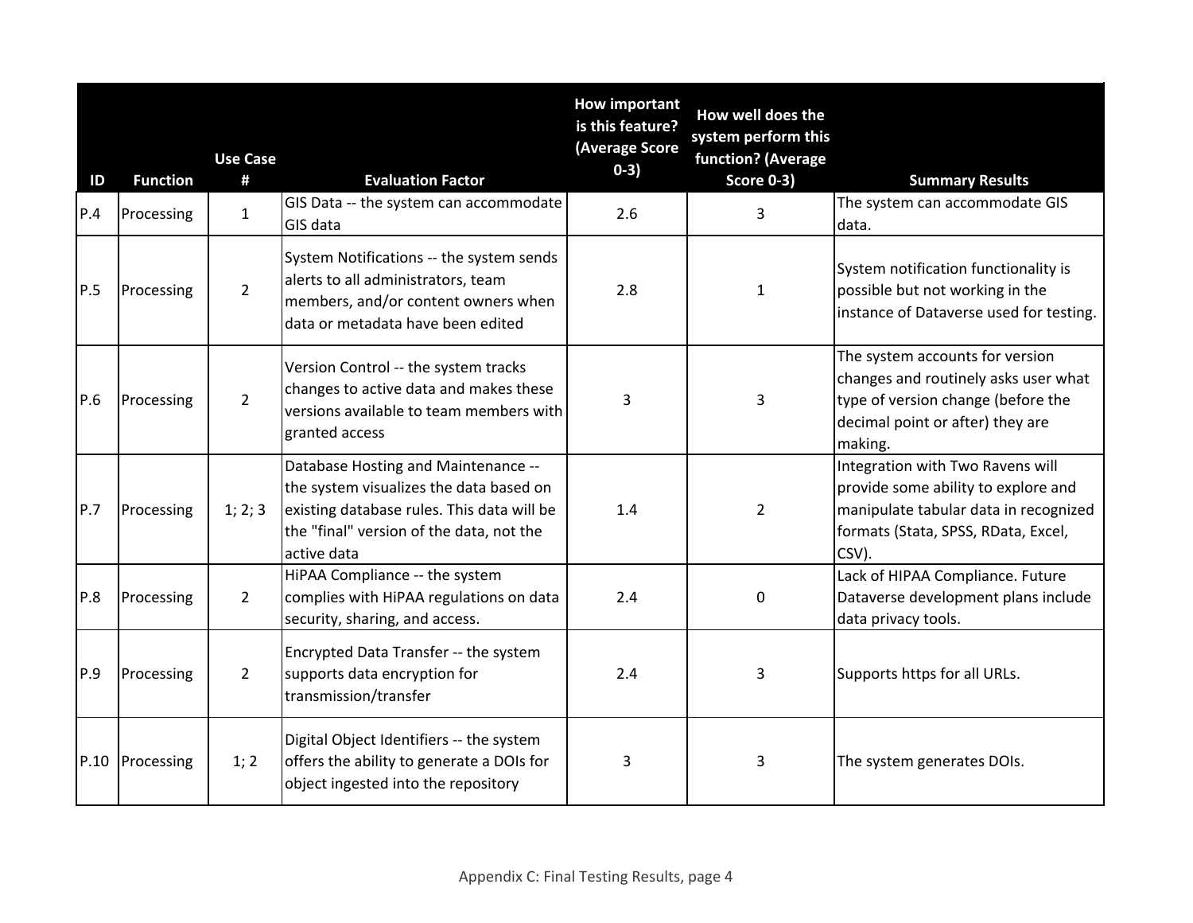| ID | Function | Use Case # | Evaluation Factor | How important is this feature? (Average Score 0-3) | How well does the system perform this function? (Average Score 0-3) | Summary Results |
|---|---|---|---|---|---|---|
| P.4 | Processing | 1 | GIS Data -- the system can accommodate GIS data | 2.6 | 3 | The system can accommodate GIS data. |
| P.5 | Processing | 2 | System Notifications -- the system sends alerts to all administrators, team members, and/or content owners when data or metadata have been edited | 2.8 | 1 | System notification functionality is possible but not working in the instance of Dataverse used for testing. |
| P.6 | Processing | 2 | Version Control -- the system tracks changes to active data and makes these versions available to team members with granted access | 3 | 3 | The system accounts for version changes and routinely asks user what type of version change (before the decimal point or after) they are making. |
| P.7 | Processing | 1; 2; 3 | Database Hosting and Maintenance -- the system visualizes the data based on existing database rules. This data will be the "final" version of the data, not the active data | 1.4 | 2 | Integration with Two Ravens will provide some ability to explore and manipulate tabular data in recognized formats (Stata, SPSS, RData, Excel, CSV). |
| P.8 | Processing | 2 | HiPAA Compliance -- the system complies with HiPAA regulations on data security, sharing, and access. | 2.4 | 0 | Lack of HIPAA Compliance. Future Dataverse development plans include data privacy tools. |
| P.9 | Processing | 2 | Encrypted Data Transfer -- the system supports data encryption for transmission/transfer | 2.4 | 3 | Supports https for all URLs. |
| P.10 | Processing | 1; 2 | Digital Object Identifiers -- the system offers the ability to generate a DOIs for object ingested into the repository | 3 | 3 | The system generates DOIs. |

Appendix C: Final Testing Results, page 4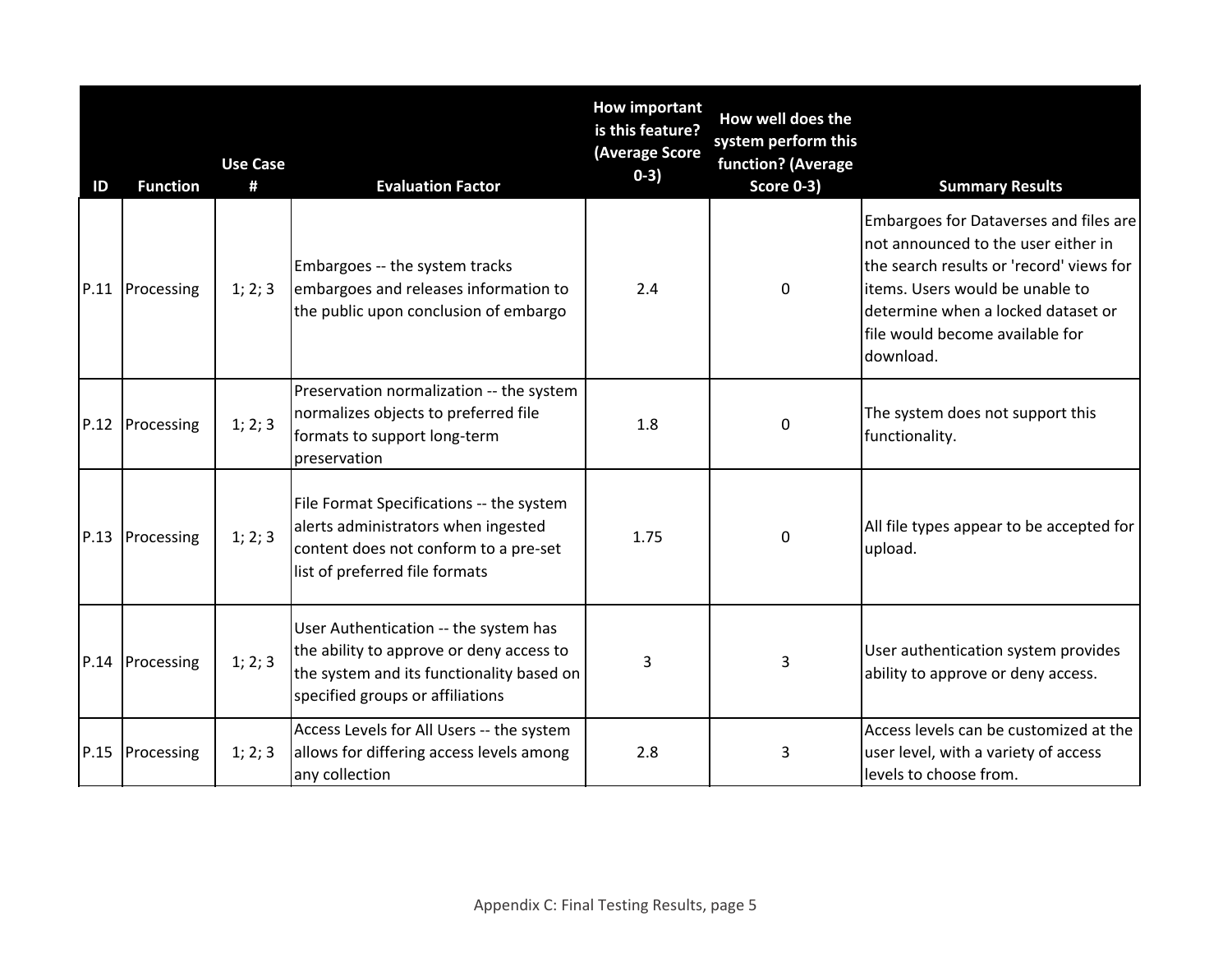| ID | Function | Use Case # | Evaluation Factor | How important is this feature? (Average Score 0-3) | How well does the system perform this function? (Average Score 0-3) | Summary Results |
|---|---|---|---|---|---|---|
| P.11 | Processing | 1; 2; 3 | Embargoes -- the system tracks embargoes and releases information to the public upon conclusion of embargo | 2.4 | 0 | Embargoes for Dataverses and files are not announced to the user either in the search results or 'record' views for items. Users would be unable to determine when a locked dataset or file would become available for download. |
| P.12 | Processing | 1; 2; 3 | Preservation normalization -- the system normalizes objects to preferred file formats to support long-term preservation | 1.8 | 0 | The system does not support this functionality. |
| P.13 | Processing | 1; 2; 3 | File Format Specifications -- the system alerts administrators when ingested content does not conform to a pre-set list of preferred file formats | 1.75 | 0 | All file types appear to be accepted for upload. |
| P.14 | Processing | 1; 2; 3 | User Authentication -- the system has the ability to approve or deny access to the system and its functionality based on specified groups or affiliations | 3 | 3 | User authentication system provides ability to approve or deny access. |
| P.15 | Processing | 1; 2; 3 | Access Levels for All Users -- the system allows for differing access levels among any collection | 2.8 | 3 | Access levels can be customized at the user level, with a variety of access levels to choose from. |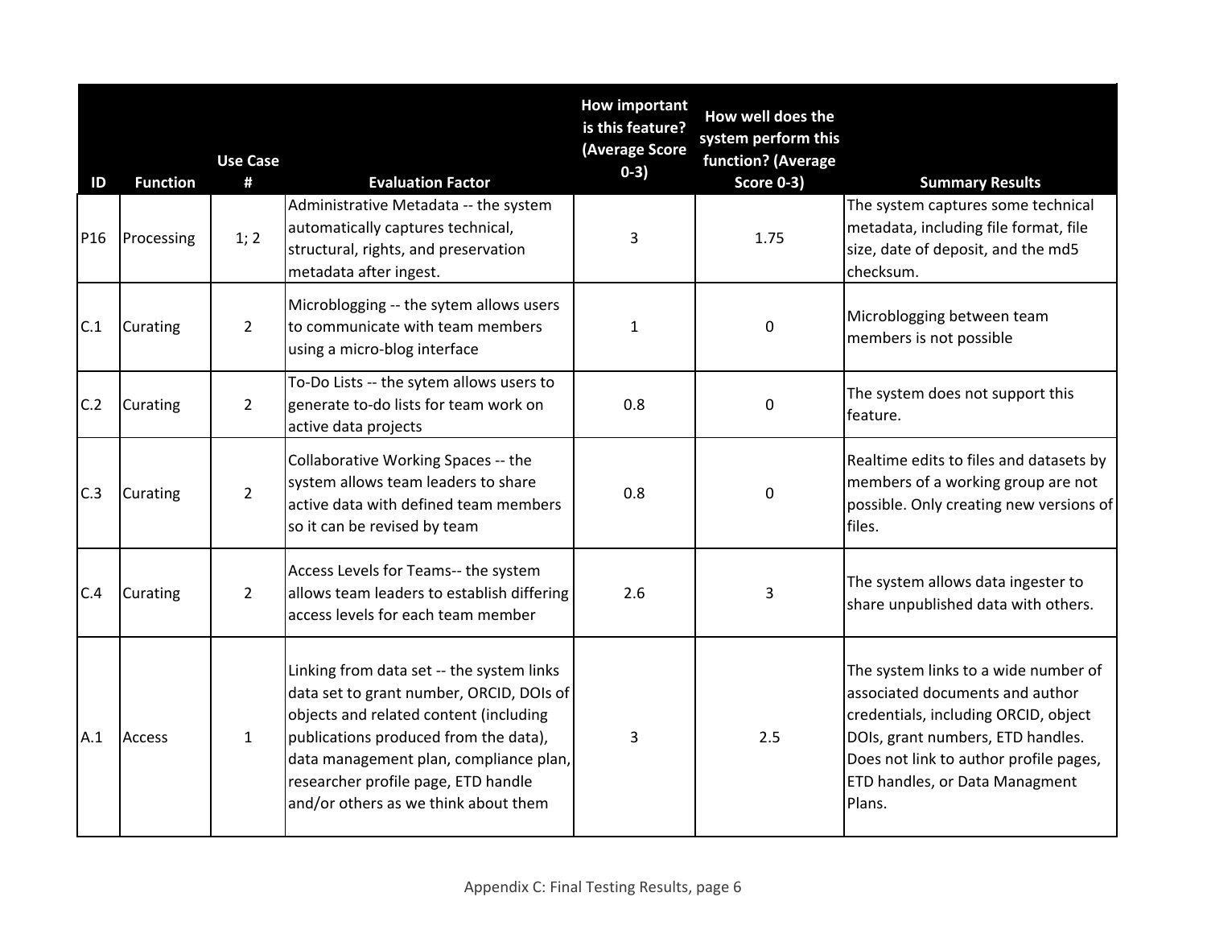| ID | Function | Use Case # | Evaluation Factor | How important is this feature? (Average Score 0-3) | How well does the system perform this function? (Average Score 0-3) | Summary Results |
|---|---|---|---|---|---|---|
| P16 | Processing | 1; 2 | Administrative Metadata -- the system automatically captures technical, structural, rights, and preservation metadata after ingest. | 3 | 1.75 | The system captures some technical metadata, including file format, file size, date of deposit, and the md5 checksum. |
| C.1 | Curating | 2 | Microblogging -- the sytem allows users to communicate with team members using a micro-blog interface | 1 | 0 | Microblogging between team members is not possible |
| C.2 | Curating | 2 | To-Do Lists -- the sytem allows users to generate to-do lists for team work on active data projects | 0.8 | 0 | The system does not support this feature. |
| C.3 | Curating | 2 | Collaborative Working Spaces -- the system allows team leaders to share active data with defined team members so it can be revised by team | 0.8 | 0 | Realtime edits to files and datasets by members of a working group are not possible. Only creating new versions of files. |
| C.4 | Curating | 2 | Access Levels for Teams-- the system allows team leaders to establish differing access levels for each team member | 2.6 | 3 | The system allows data ingester to share unpublished data with others. |
| A.1 | Access | 1 | Linking from data set -- the system links data set to grant number, ORCID, DOIs of objects and related content (including publications produced from the data), data management plan, compliance plan, researcher profile page, ETD handle and/or others as we think about them | 3 | 2.5 | The system links to a wide number of associated documents and author credentials, including ORCID, object DOIs, grant numbers, ETD handles. Does not link to author profile pages, ETD handles, or Data Managment Plans. |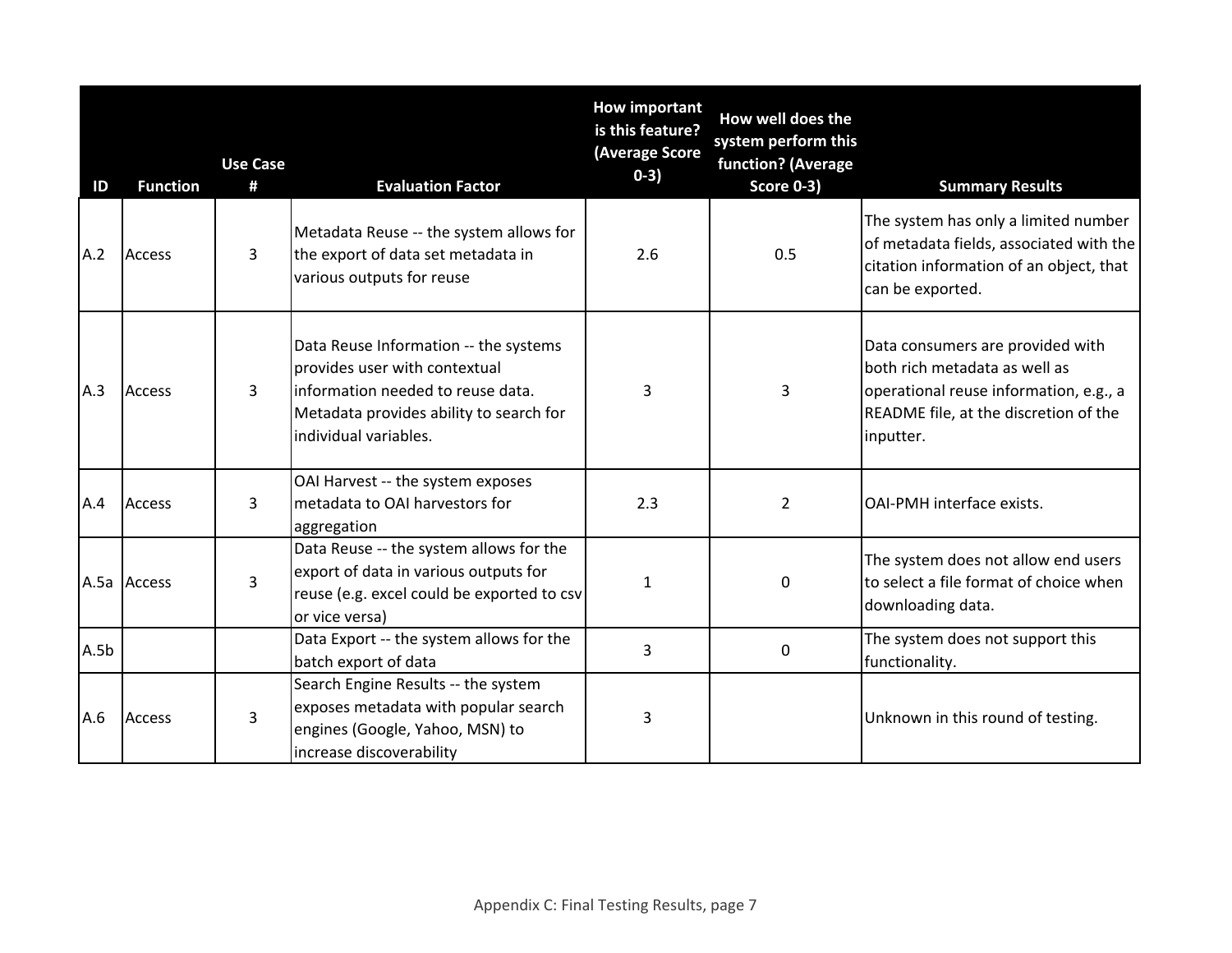| ID | Function | Use Case # | Evaluation Factor | How important is this feature? (Average Score 0-3) | How well does the system perform this function? (Average Score 0-3) | Summary Results |
|---|---|---|---|---|---|---|
| A.2 | Access | 3 | Metadata Reuse -- the system allows for the export of data set metadata in various outputs for reuse | 2.6 | 0.5 | The system has only a limited number of metadata fields, associated with the citation information of an object, that can be exported. |
| A.3 | Access | 3 | Data Reuse Information -- the systems provides user with contextual information needed to reuse data. Metadata provides ability to search for individual variables. | 3 | 3 | Data consumers are provided with both rich metadata as well as operational reuse information, e.g., a README file, at the discretion of the inputter. |
| A.4 | Access | 3 | OAI Harvest -- the system exposes metadata to OAI harvestors for aggregation | 2.3 | 2 | OAI-PMH interface exists. |
| A.5a | Access | 3 | Data Reuse -- the system allows for the export of data in various outputs for reuse (e.g. excel could be exported to csv or vice versa) | 1 | 0 | The system does not allow end users to select a file format of choice when downloading data. |
| A.5b | | | Data Export -- the system allows for the batch export of data | 3 | 0 | The system does not support this functionality. |
| A.6 | Access | 3 | Search Engine Results -- the system exposes metadata with popular search engines (Google, Yahoo, MSN) to increase discoverability | 3 | | Unknown in this round of testing. |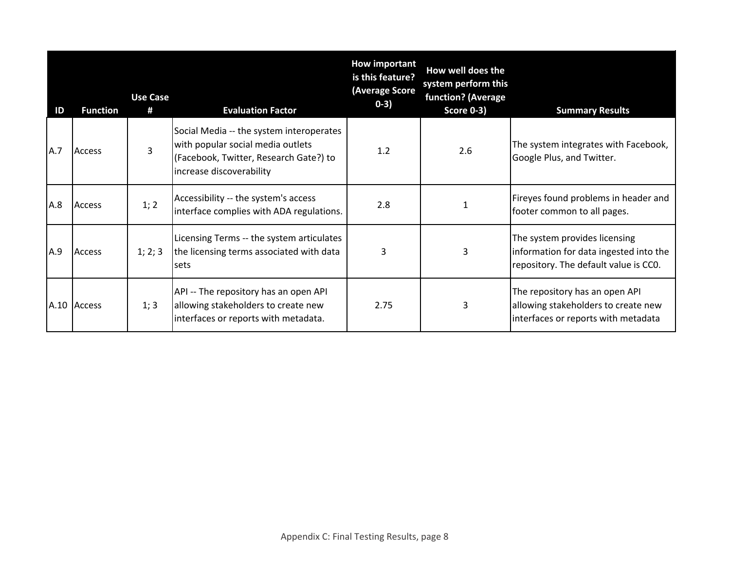| ID | Function | Use Case # | Evaluation Factor | How important is this feature? (Average Score 0-3) | How well does the system perform this function? (Average Score 0-3) | Summary Results |
|---|---|---|---|---|---|---|
| A.7 | Access | 3 | Social Media -- the system interoperates with popular social media outlets (Facebook, Twitter, Research Gate?) to increase discoverability | 1.2 | 2.6 | The system integrates with Facebook, Google Plus, and Twitter. |
| A.8 | Access | 1; 2 | Accessibility -- the system's access interface complies with ADA regulations. | 2.8 | 1 | Fireyes found problems in header and footer common to all pages. |
| A.9 | Access | 1; 2; 3 | Licensing Terms -- the system articulates the licensing terms associated with data sets | 3 | 3 | The system provides licensing information for data ingested into the repository. The default value is CC0. |
| A.10 | Access | 1; 3 | API -- The repository has an open API allowing stakeholders to create new interfaces or reports with metadata. | 2.75 | 3 | The repository has an open API allowing stakeholders to create new interfaces or reports with metadata |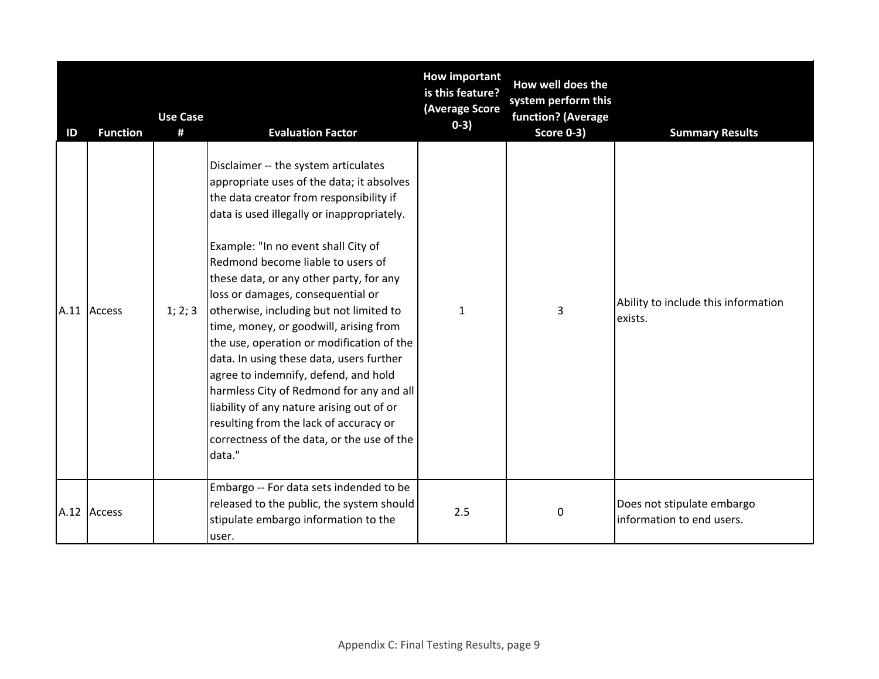| ID | Function | Use Case # | Evaluation Factor | How important is this feature? (Average Score 0-3) | How well does the system perform this function? (Average Score 0-3) | Summary Results |
|---|---|---|---|---|---|---|
| A.11 | Access | 1; 2; 3 | Disclaimer -- the system articulates appropriate uses of the data; it absolves the data creator from responsibility if data is used illegally or inappropriately.<br><br>Example: "In no event shall City of Redmond become liable to users of these data, or any other party, for any loss or damages, consequential or otherwise, including but not limited to time, money, or goodwill, arising from the use, operation or modification of the data. In using these data, users further agree to indemnify, defend, and hold harmless City of Redmond for any and all liability of any nature arising out of or resulting from the lack of accuracy or correctness of the data, or the use of the data." | 1 | 3 | Ability to include this information exists. |
| A.12 | Access | | Embargo -- For data sets indended to be released to the public, the system should stipulate embargo information to the user. | 2.5 | 0 | Does not stipulate embargo information to end users. |

Appendix C: Final Testing Results, page 9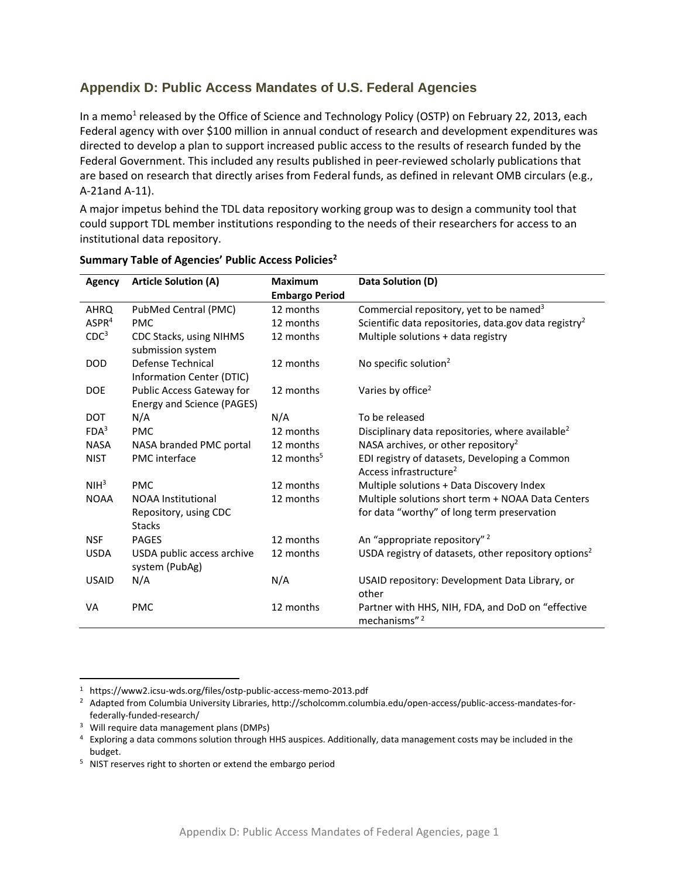## Appendix D: Public Access Mandates of U.S. Federal Agencies

In a memo[1] released by the Office of Science and Technology Policy (OSTP) on February 22, 2013, each Federal agency with over $100 million in annual conduct of research and development expenditures was directed to develop a plan to support increased public access to the results of research funded by the Federal Government. This included any results published in peer-reviewed scholarly publications that are based on research that directly arises from Federal funds, as defined in relevant OMB circulars (e.g., A-21and A-11).

A major impetus behind the TDL data repository working group was to design a community tool that could support TDL member institutions responding to the needs of their researchers for access to an institutional data repository.

**Summary Table of Agencies' Public Access Policies[2]**

| Agency | Article Solution (A) | Maximum Embargo Period | Data Solution (D) |
|---|---|---|---|
| AHRQ | PubMed Central (PMC) | 12 months | Commercial repository, yet to be named[3] |
| ASPR[4] | PMC | 12 months | Scientific data repositories, data.gov data registry[2] |
| CDC[3] | CDC Stacks, using NIHMS submission system | 12 months | Multiple solutions + data registry |
| DOD | Defense Technical Information Center (DTIC) | 12 months | No specific solution[2] |
| DOE | Public Access Gateway for Energy and Science (PAGES) | 12 months | Varies by office[2] |
| DOT | N/A | N/A | To be released |
| FDA[3] | PMC | 12 months | Disciplinary data repositories, where available[2] |
| NASA | NASA branded PMC portal | 12 months | NASA archives, or other repository[2] |
| NIST | PMC interface | 12 months[5] | EDI registry of datasets, Developing a Common Access infrastructure[2] |
| NIH[3] | PMC | 12 months | Multiple solutions + Data Discovery Index |
| NOAA | NOAA Institutional Repository, using CDC Stacks | 12 months | Multiple solutions short term + NOAA Data Centers for data "worthy" of long term preservation |
| NSF | PAGES | 12 months | An "appropriate repository" [2] |
| USDA | USDA public access archive system (PubAg) | 12 months | USDA registry of datasets, other repository options[2] |
| USAID | N/A | N/A | USAID repository: Development Data Library, or other |
| VA | PMC | 12 months | Partner with HHS, NIH, FDA, and DoD on "effective mechanisms" [2] |

---

[1] https://www2.icsu-wds.org/files/ostp-public-access-memo-2013.pdf

[2] Adapted from Columbia University Libraries, http://scholcomm.columbia.edu/open-access/public-access-mandates-for-federally-funded-research/

[3] Will require data management plans (DMPs)

[4] Exploring a data commons solution through HHS auspices. Additionally, data management costs may be included in the budget.

[5] NIST reserves right to shorten or extend the embargo period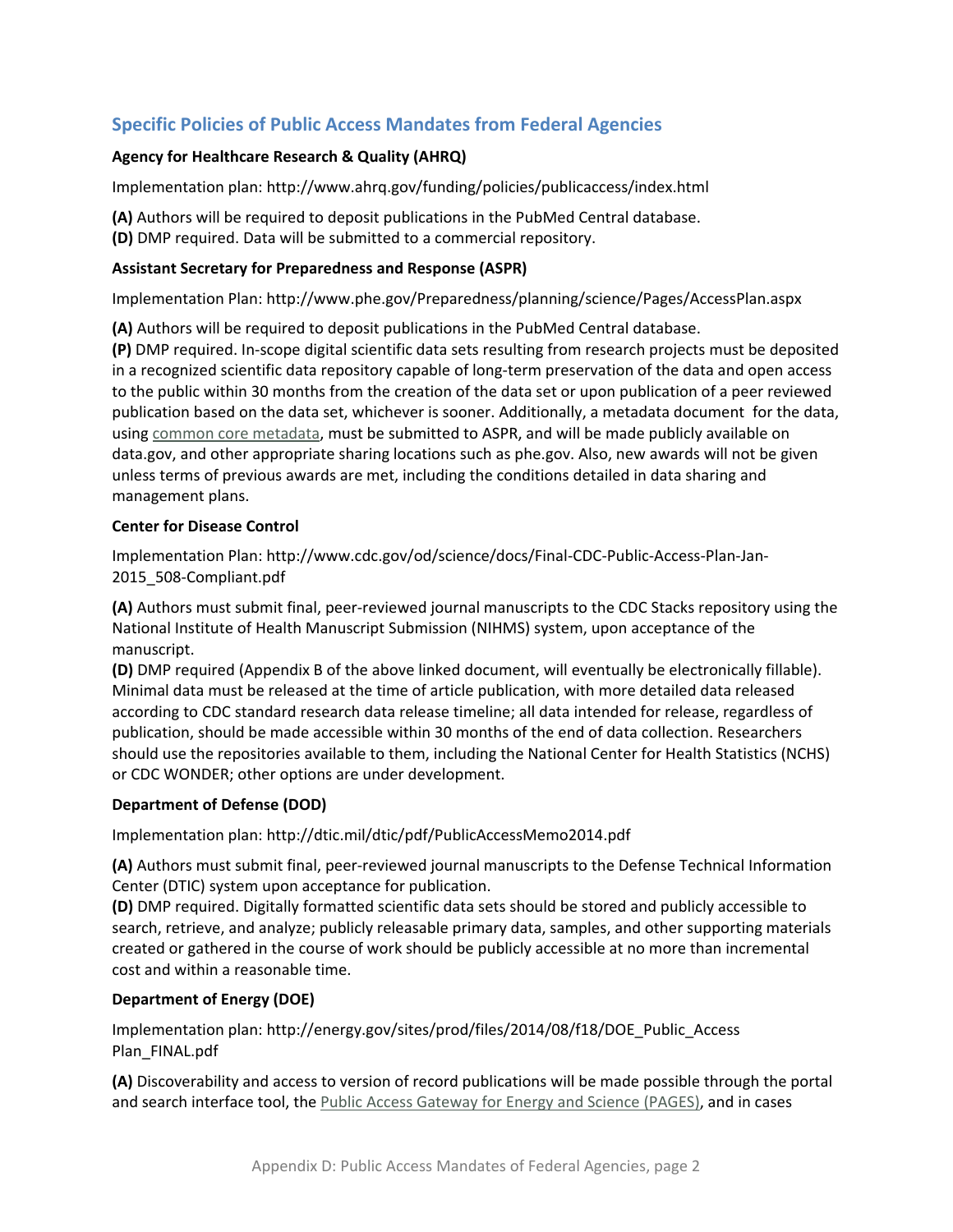## Specific Policies of Public Access Mandates from Federal Agencies

**Agency for Healthcare Research & Quality (AHRQ)**

Implementation plan: http://www.ahrq.gov/funding/policies/publicaccess/index.html

**(A)** Authors will be required to deposit publications in the PubMed Central database.
**(D)** DMP required. Data will be submitted to a commercial repository.

**Assistant Secretary for Preparedness and Response (ASPR)**

Implementation Plan: http://www.phe.gov/Preparedness/planning/science/Pages/AccessPlan.aspx

**(A)** Authors will be required to deposit publications in the PubMed Central database.
**(P)** DMP required. In-scope digital scientific data sets resulting from research projects must be deposited in a recognized scientific data repository capable of long-term preservation of the data and open access to the public within 30 months from the creation of the data set or upon publication of a peer reviewed publication based on the data set, whichever is sooner. Additionally, a metadata document for the data, using common core metadata, must be submitted to ASPR, and will be made publicly available on data.gov, and other appropriate sharing locations such as phe.gov. Also, new awards will not be given unless terms of previous awards are met, including the conditions detailed in data sharing and management plans.

**Center for Disease Control**

Implementation Plan: http://www.cdc.gov/od/science/docs/Final-CDC-Public-Access-Plan-Jan-2015_508-Compliant.pdf

**(A)** Authors must submit final, peer-reviewed journal manuscripts to the CDC Stacks repository using the National Institute of Health Manuscript Submission (NIHMS) system, upon acceptance of the manuscript.
**(D)** DMP required (Appendix B of the above linked document, will eventually be electronically fillable). Minimal data must be released at the time of article publication, with more detailed data released according to CDC standard research data release timeline; all data intended for release, regardless of publication, should be made accessible within 30 months of the end of data collection. Researchers should use the repositories available to them, including the National Center for Health Statistics (NCHS) or CDC WONDER; other options are under development.

**Department of Defense (DOD)**

Implementation plan: http://dtic.mil/dtic/pdf/PublicAccessMemo2014.pdf

**(A)** Authors must submit final, peer-reviewed journal manuscripts to the Defense Technical Information Center (DTIC) system upon acceptance for publication.
**(D)** DMP required. Digitally formatted scientific data sets should be stored and publicly accessible to search, retrieve, and analyze; publicly releasable primary data, samples, and other supporting materials created or gathered in the course of work should be publicly accessible at no more than incremental cost and within a reasonable time.

**Department of Energy (DOE)**

Implementation plan: http://energy.gov/sites/prod/files/2014/08/f18/DOE_Public_Access Plan_FINAL.pdf

**(A)** Discoverability and access to version of record publications will be made possible through the portal and search interface tool, the Public Access Gateway for Energy and Science (PAGES), and in cases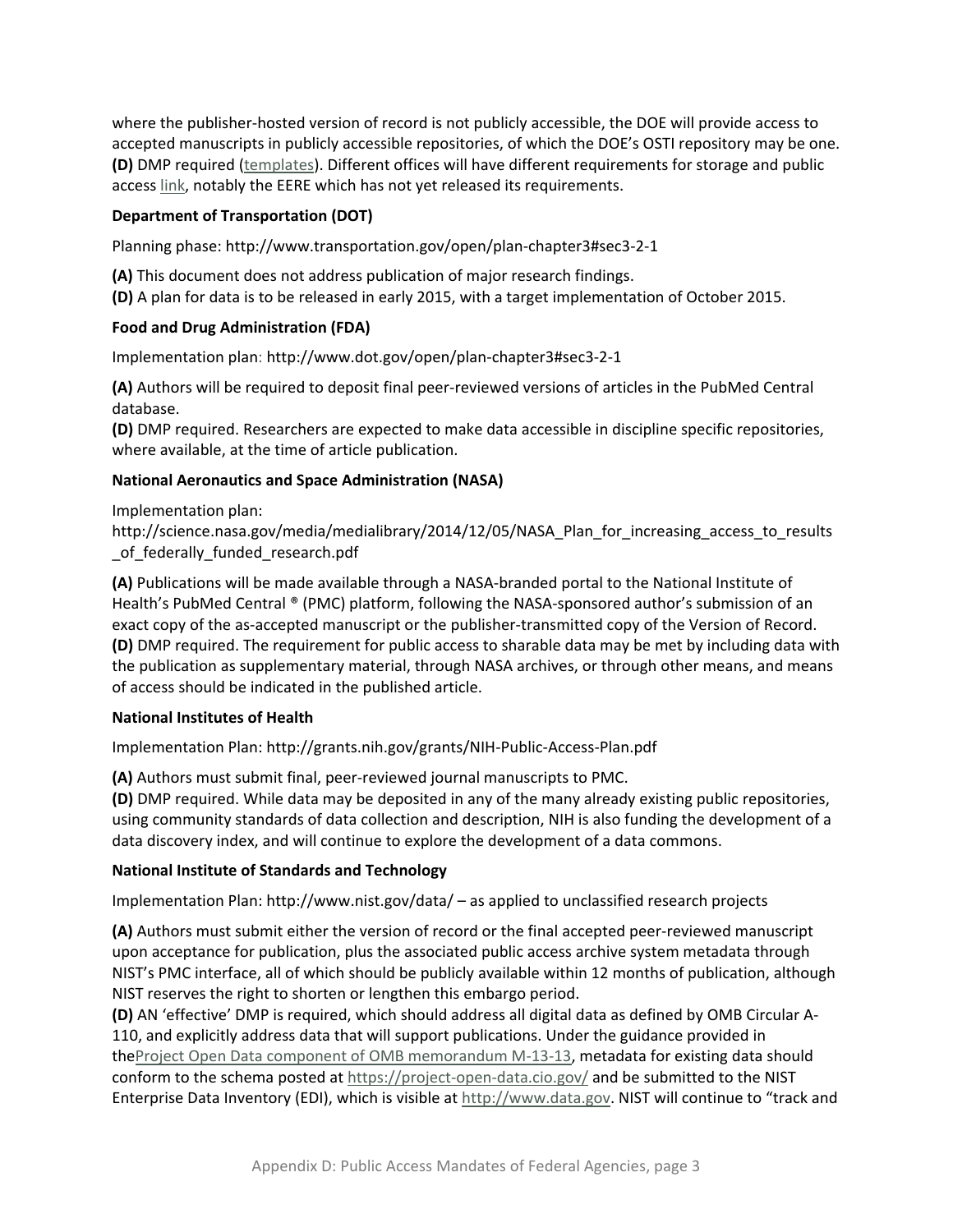where the publisher-hosted version of record is not publicly accessible, the DOE will provide access to accepted manuscripts in publicly accessible repositories, of which the DOE's OSTI repository may be one. **(D)** DMP required (templates). Different offices will have different requirements for storage and public access link, notably the EERE which has not yet released its requirements.

**Department of Transportation (DOT)**

Planning phase: http://www.transportation.gov/open/plan-chapter3#sec3-2-1

**(A)** This document does not address publication of major research findings.
**(D)** A plan for data is to be released in early 2015, with a target implementation of October 2015.

**Food and Drug Administration (FDA)**

Implementation plan: http://www.dot.gov/open/plan-chapter3#sec3-2-1

**(A)** Authors will be required to deposit final peer-reviewed versions of articles in the PubMed Central database.
**(D)** DMP required. Researchers are expected to make data accessible in discipline specific repositories, where available, at the time of article publication.

**National Aeronautics and Space Administration (NASA)**

Implementation plan:
http://science.nasa.gov/media/medialibrary/2014/12/05/NASA_Plan_for_increasing_access_to_results_of_federally_funded_research.pdf

**(A)** Publications will be made available through a NASA-branded portal to the National Institute of Health's PubMed Central ® (PMC) platform, following the NASA-sponsored author's submission of an exact copy of the as-accepted manuscript or the publisher-transmitted copy of the Version of Record.
**(D)** DMP required. The requirement for public access to sharable data may be met by including data with the publication as supplementary material, through NASA archives, or through other means, and means of access should be indicated in the published article.

**National Institutes of Health**

Implementation Plan: http://grants.nih.gov/grants/NIH-Public-Access-Plan.pdf

**(A)** Authors must submit final, peer-reviewed journal manuscripts to PMC.
**(D)** DMP required. While data may be deposited in any of the many already existing public repositories, using community standards of data collection and description, NIH is also funding the development of a data discovery index, and will continue to explore the development of a data commons.

**National Institute of Standards and Technology**

Implementation Plan: http://www.nist.gov/data/ – as applied to unclassified research projects

**(A)** Authors must submit either the version of record or the final accepted peer-reviewed manuscript upon acceptance for publication, plus the associated public access archive system metadata through NIST's PMC interface, all of which should be publicly available within 12 months of publication, although NIST reserves the right to shorten or lengthen this embargo period.
**(D)** AN 'effective' DMP is required, which should address all digital data as defined by OMB Circular A-110, and explicitly address data that will support publications. Under the guidance provided in theProject Open Data component of OMB memorandum M-13-13, metadata for existing data should conform to the schema posted at https://project-open-data.cio.gov/ and be submitted to the NIST Enterprise Data Inventory (EDI), which is visible at http://www.data.gov. NIST will continue to "track and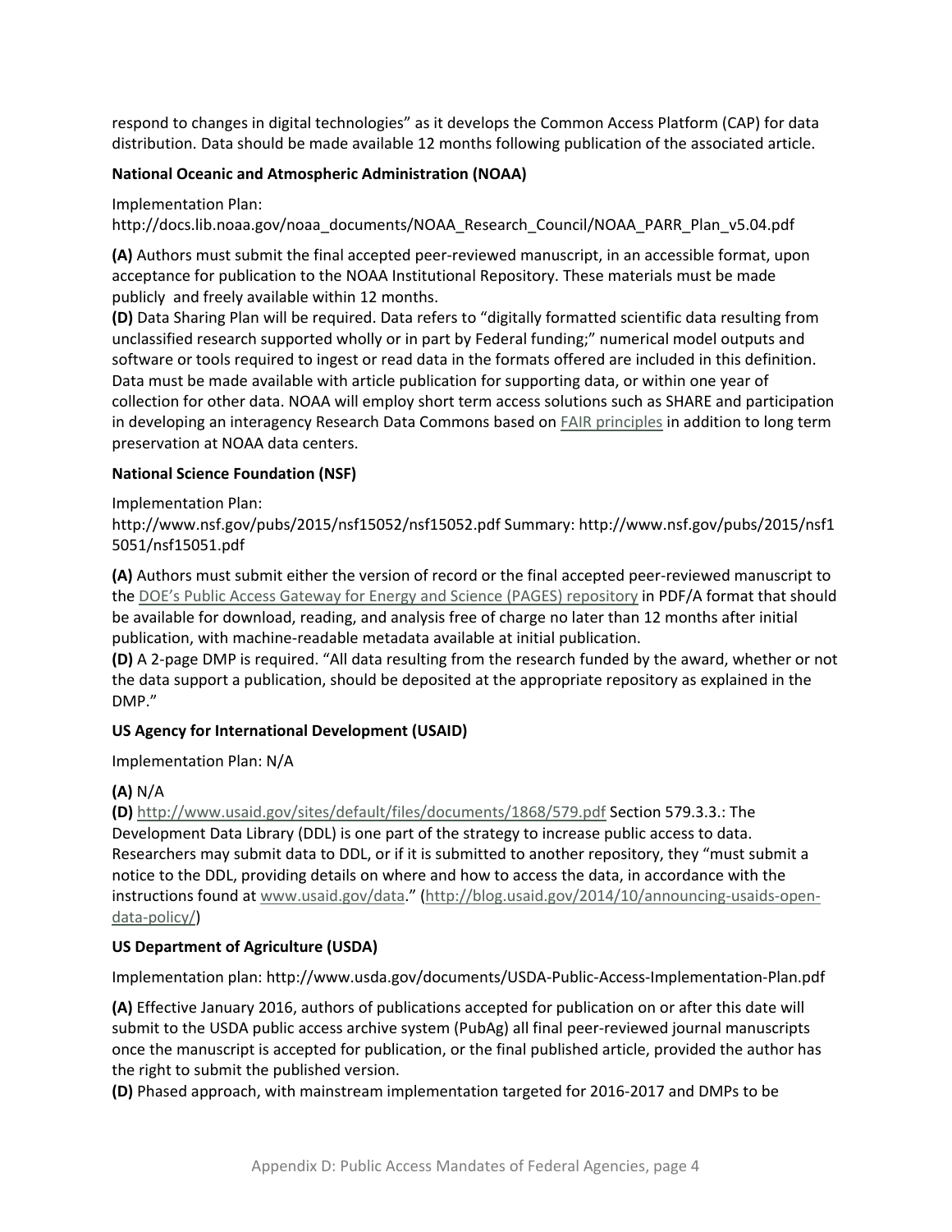respond to changes in digital technologies" as it develops the Common Access Platform (CAP) for data distribution. Data should be made available 12 months following publication of the associated article.

**National Oceanic and Atmospheric Administration (NOAA)**

Implementation Plan:
http://docs.lib.noaa.gov/noaa_documents/NOAA_Research_Council/NOAA_PARR_Plan_v5.04.pdf

**(A)** Authors must submit the final accepted peer-reviewed manuscript, in an accessible format, upon acceptance for publication to the NOAA Institutional Repository. These materials must be made publicly and freely available within 12 months.
**(D)** Data Sharing Plan will be required. Data refers to "digitally formatted scientific data resulting from unclassified research supported wholly or in part by Federal funding;" numerical model outputs and software or tools required to ingest or read data in the formats offered are included in this definition. Data must be made available with article publication for supporting data, or within one year of collection for other data. NOAA will employ short term access solutions such as SHARE and participation in developing an interagency Research Data Commons based on FAIR principles in addition to long term preservation at NOAA data centers.

**National Science Foundation (NSF)**

Implementation Plan:
http://www.nsf.gov/pubs/2015/nsf15052/nsf15052.pdf Summary: http://www.nsf.gov/pubs/2015/nsf15051/nsf15051.pdf

**(A)** Authors must submit either the version of record or the final accepted peer-reviewed manuscript to the DOE's Public Access Gateway for Energy and Science (PAGES) repository in PDF/A format that should be available for download, reading, and analysis free of charge no later than 12 months after initial publication, with machine-readable metadata available at initial publication.
**(D)** A 2-page DMP is required. "All data resulting from the research funded by the award, whether or not the data support a publication, should be deposited at the appropriate repository as explained in the DMP."

**US Agency for International Development (USAID)**

Implementation Plan: N/A

**(A)** N/A
**(D)** http://www.usaid.gov/sites/default/files/documents/1868/579.pdf Section 579.3.3.: The Development Data Library (DDL) is one part of the strategy to increase public access to data. Researchers may submit data to DDL, or if it is submitted to another repository, they "must submit a notice to the DDL, providing details on where and how to access the data, in accordance with the instructions found at www.usaid.gov/data." (http://blog.usaid.gov/2014/10/announcing-usaids-open-data-policy/)

**US Department of Agriculture (USDA)**

Implementation plan: http://www.usda.gov/documents/USDA-Public-Access-Implementation-Plan.pdf

**(A)** Effective January 2016, authors of publications accepted for publication on or after this date will submit to the USDA public access archive system (PubAg) all final peer-reviewed journal manuscripts once the manuscript is accepted for publication, or the final published article, provided the author has the right to submit the published version.
**(D)** Phased approach, with mainstream implementation targeted for 2016-2017 and DMPs to be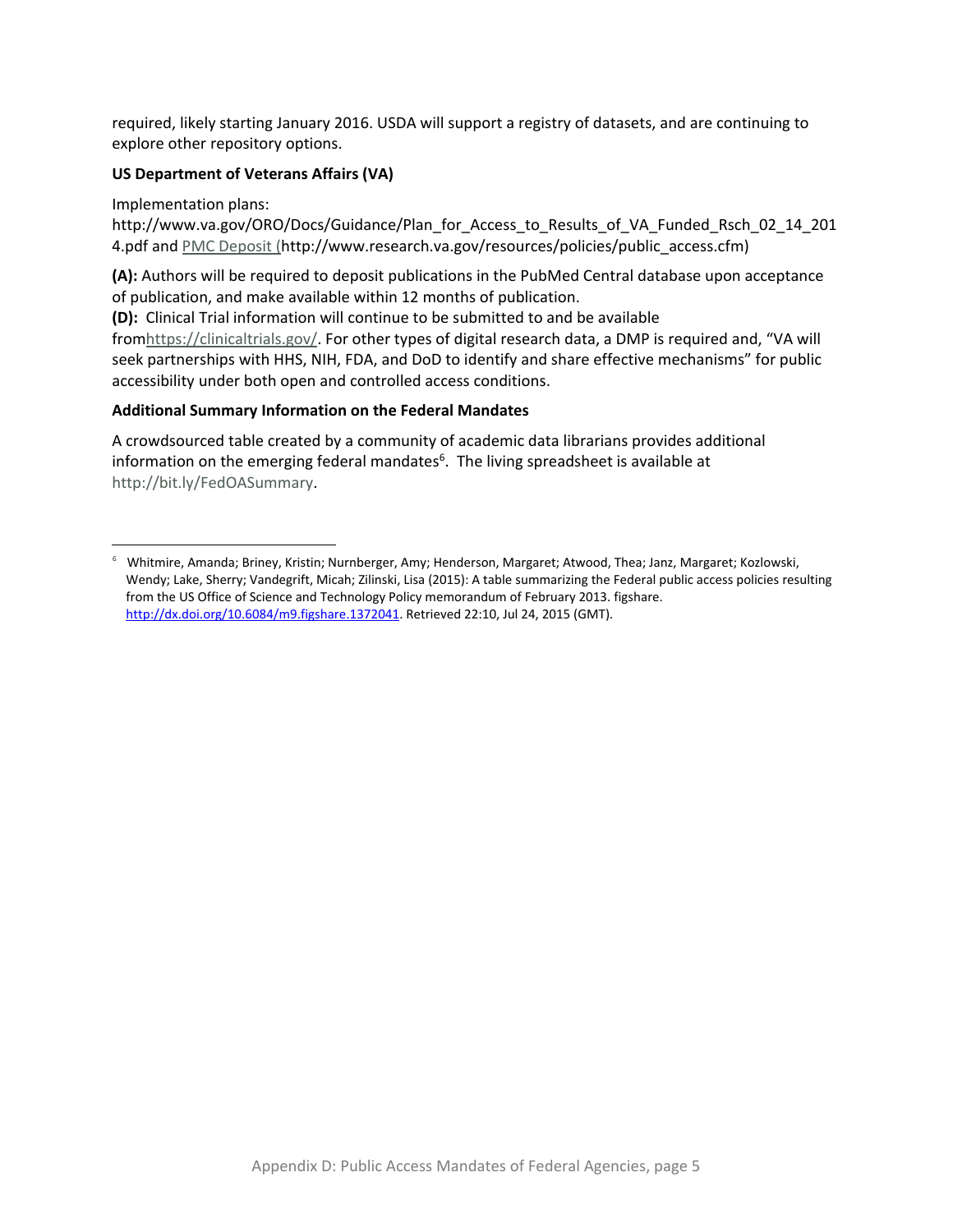required, likely starting January 2016. USDA will support a registry of datasets, and are continuing to explore other repository options.

**US Department of Veterans Affairs (VA)**

Implementation plans: http://www.va.gov/ORO/Docs/Guidance/Plan_for_Access_to_Results_of_VA_Funded_Rsch_02_14_2014.pdf and PMC Deposit (http://www.research.va.gov/resources/policies/public_access.cfm)

**(A):** Authors will be required to deposit publications in the PubMed Central database upon acceptance of publication, and make available within 12 months of publication.

**(D):** Clinical Trial information will continue to be submitted to and be available fromhttps://clinicaltrials.gov/. For other types of digital research data, a DMP is required and, "VA will seek partnerships with HHS, NIH, FDA, and DoD to identify and share effective mechanisms" for public accessibility under both open and controlled access conditions.

**Additional Summary Information on the Federal Mandates**

A crowdsourced table created by a community of academic data librarians provides additional information on the emerging federal mandates[6]. The living spreadsheet is available at http://bit.ly/FedOASummary.

---

[6] Whitmire, Amanda; Briney, Kristin; Nurnberger, Amy; Henderson, Margaret; Atwood, Thea; Janz, Margaret; Kozlowski, Wendy; Lake, Sherry; Vandegrift, Micah; Zilinski, Lisa (2015): A table summarizing the Federal public access policies resulting from the US Office of Science and Technology Policy memorandum of February 2013. figshare. http://dx.doi.org/10.6084/m9.figshare.1372041. Retrieved 22:10, Jul 24, 2015 (GMT).